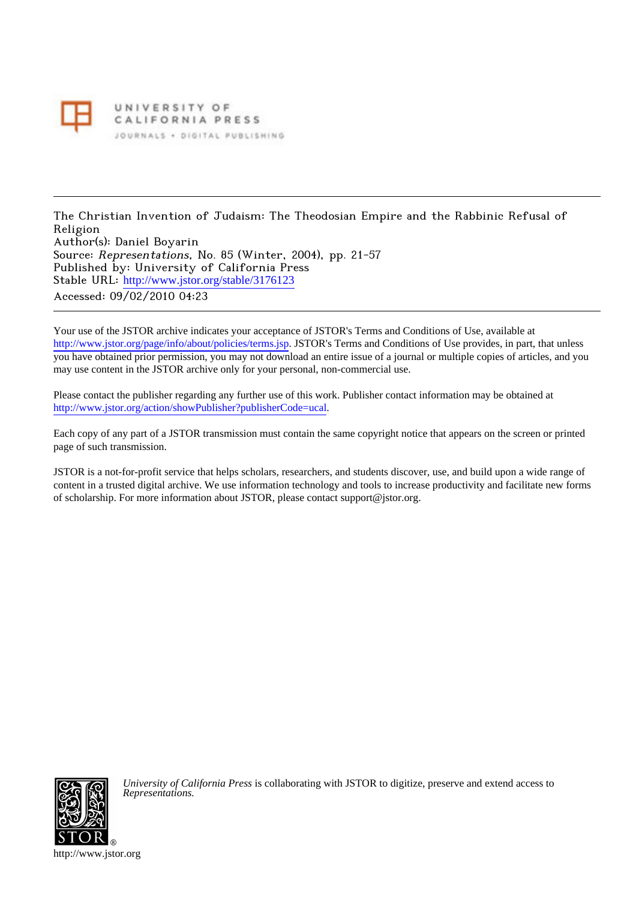UNIVERSITY OF CALIFORNIA PRESS
JOURNALS + DIGITAL PUBLISHING

---

The Christian Invention of Judaism: The Theodosian Empire and the Rabbinic Refusal of Religion
Author(s): Daniel Boyarin
Source: *Representations*, No. 85 (Winter, 2004), pp. 21-57
Published by: University of California Press
Stable URL: http://www.jstor.org/stable/3176123
Accessed: 09/02/2010 04:23

---

Your use of the JSTOR archive indicates your acceptance of JSTOR's Terms and Conditions of Use, available at http://www.jstor.org/page/info/about/policies/terms.jsp. JSTOR's Terms and Conditions of Use provides, in part, that unless you have obtained prior permission, you may not download an entire issue of a journal or multiple copies of articles, and you may use content in the JSTOR archive only for your personal, non-commercial use.

Please contact the publisher regarding any further use of this work. Publisher contact information may be obtained at http://www.jstor.org/action/showPublisher?publisherCode=ucal.

Each copy of any part of a JSTOR transmission must contain the same copyright notice that appears on the screen or printed page of such transmission.

JSTOR is a not-for-profit service that helps scholars, researchers, and students discover, use, and build upon a wide range of content in a trusted digital archive. We use information technology and tools to increase productivity and facilitate new forms of scholarship. For more information about JSTOR, please contact support@jstor.org.

*University of California Press* is collaborating with JSTOR to digitize, preserve and extend access to *Representations.*

http://www.jstor.org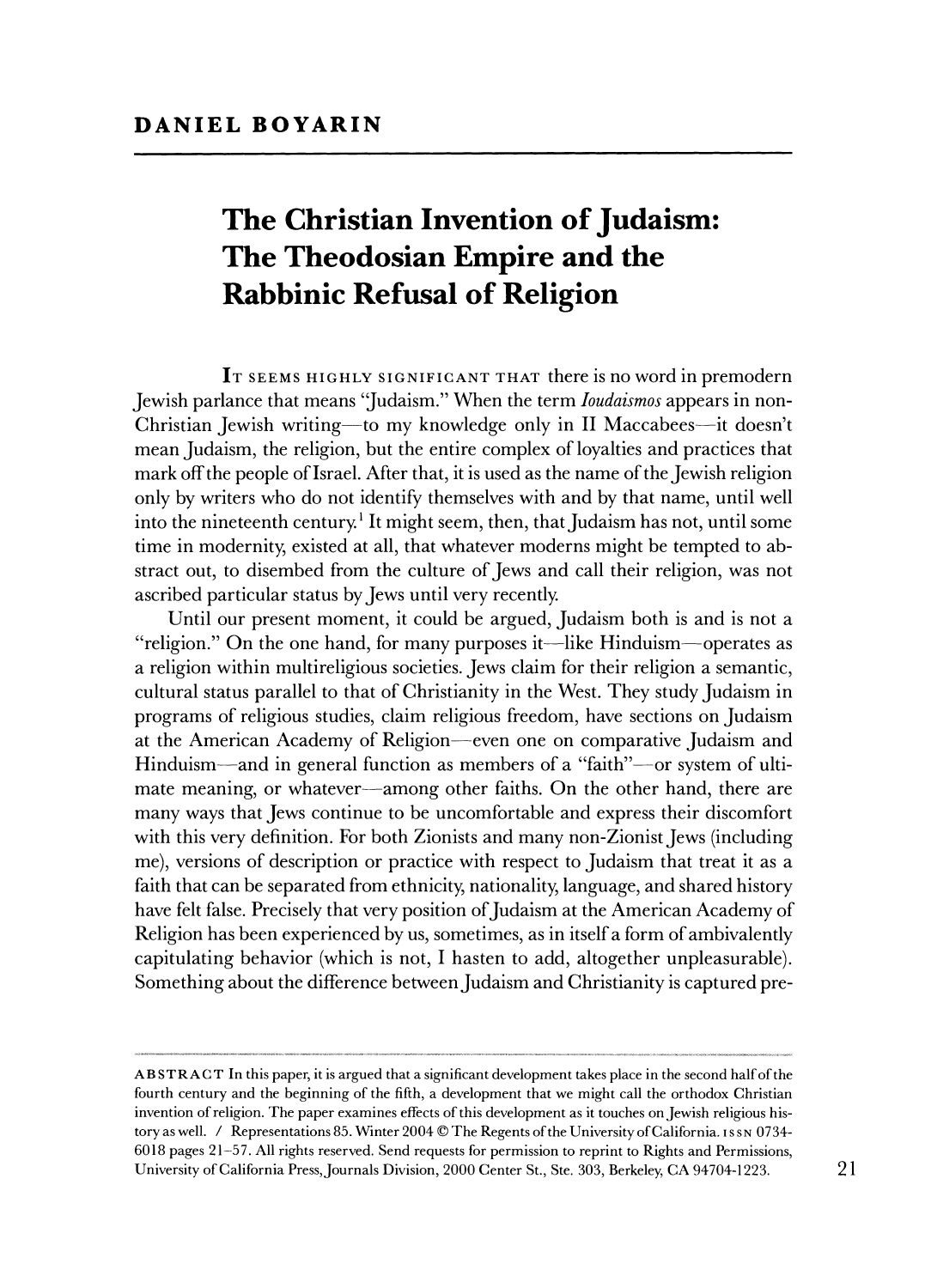**DANIEL BOYARIN**

# The Christian Invention of Judaism: The Theodosian Empire and the Rabbinic Refusal of Religion

It seems highly significant that there is no word in premodern Jewish parlance that means "Judaism." When the term *Ioudaismos* appears in non-Christian Jewish writing—to my knowledge only in II Maccabees—it doesn't mean Judaism, the religion, but the entire complex of loyalties and practices that mark off the people of Israel. After that, it is used as the name of the Jewish religion only by writers who do not identify themselves with and by that name, until well into the nineteenth century.[1] It might seem, then, that Judaism has not, until some time in modernity, existed at all, that whatever moderns might be tempted to abstract out, to disembed from the culture of Jews and call their religion, was not ascribed particular status by Jews until very recently.

Until our present moment, it could be argued, Judaism both is and is not a "religion." On the one hand, for many purposes it—like Hinduism—operates as a religion within multireligious societies. Jews claim for their religion a semantic, cultural status parallel to that of Christianity in the West. They study Judaism in programs of religious studies, claim religious freedom, have sections on Judaism at the American Academy of Religion—even one on comparative Judaism and Hinduism—and in general function as members of a "faith"—or system of ultimate meaning, or whatever—among other faiths. On the other hand, there are many ways that Jews continue to be uncomfortable and express their discomfort with this very definition. For both Zionists and many non-Zionist Jews (including me), versions of description or practice with respect to Judaism that treat it as a faith that can be separated from ethnicity, nationality, language, and shared history have felt false. Precisely that very position of Judaism at the American Academy of Religion has been experienced by us, sometimes, as in itself a form of ambivalently capitulating behavior (which is not, I hasten to add, altogether unpleasurable). Something about the difference between Judaism and Christianity is captured pre-

ABSTRACT In this paper, it is argued that a significant development takes place in the second half of the fourth century and the beginning of the fifth, a development that we might call the orthodox Christian invention of religion. The paper examines effects of this development as it touches on Jewish religious history as well. / Representations 85. Winter 2004 © The Regents of the University of California. ISSN 0734-6018 pages 21–57. All rights reserved. Send requests for permission to reprint to Rights and Permissions, University of California Press, Journals Division, 2000 Center St., Ste. 303, Berkeley, CA 94704-1223.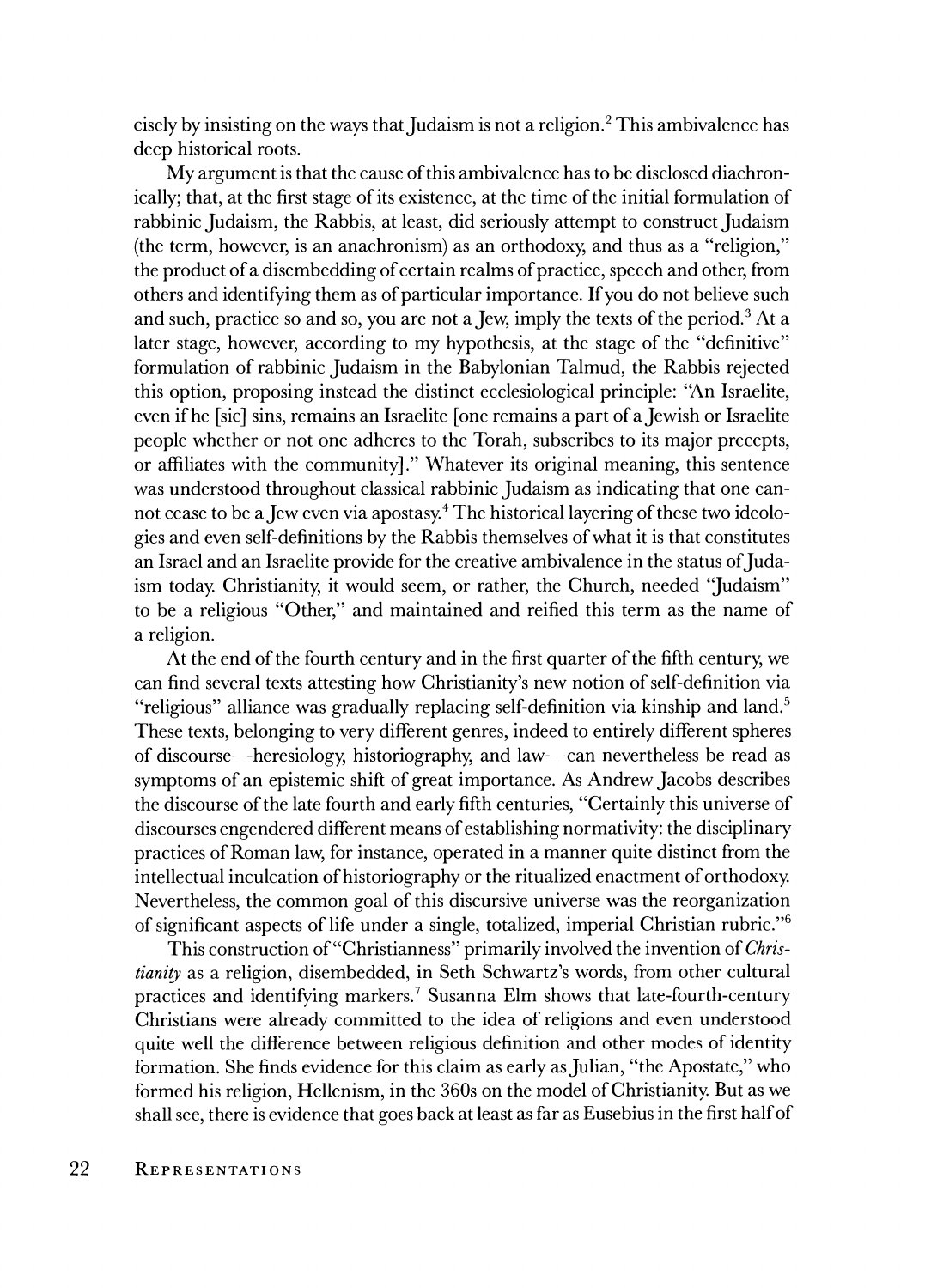cisely by insisting on the ways that Judaism is not a religion.[2] This ambivalence has deep historical roots.

My argument is that the cause of this ambivalence has to be disclosed diachronically; that, at the first stage of its existence, at the time of the initial formulation of rabbinic Judaism, the Rabbis, at least, did seriously attempt to construct Judaism (the term, however, is an anachronism) as an orthodoxy, and thus as a "religion," the product of a disembedding of certain realms of practice, speech and other, from others and identifying them as of particular importance. If you do not believe such and such, practice so and so, you are not a Jew, imply the texts of the period.[3] At a later stage, however, according to my hypothesis, at the stage of the "definitive" formulation of rabbinic Judaism in the Babylonian Talmud, the Rabbis rejected this option, proposing instead the distinct ecclesiological principle: "An Israelite, even if he [sic] sins, remains an Israelite [one remains a part of a Jewish or Israelite people whether or not one adheres to the Torah, subscribes to its major precepts, or affiliates with the community]." Whatever its original meaning, this sentence was understood throughout classical rabbinic Judaism as indicating that one cannot cease to be a Jew even via apostasy.[4] The historical layering of these two ideologies and even self-definitions by the Rabbis themselves of what it is that constitutes an Israel and an Israelite provide for the creative ambivalence in the status of Judaism today. Christianity, it would seem, or rather, the Church, needed "Judaism" to be a religious "Other," and maintained and reified this term as the name of a religion.

At the end of the fourth century and in the first quarter of the fifth century, we can find several texts attesting how Christianity's new notion of self-definition via "religious" alliance was gradually replacing self-definition via kinship and land.[5] These texts, belonging to very different genres, indeed to entirely different spheres of discourse—heresiology, historiography, and law—can nevertheless be read as symptoms of an epistemic shift of great importance. As Andrew Jacobs describes the discourse of the late fourth and early fifth centuries, "Certainly this universe of discourses engendered different means of establishing normativity: the disciplinary practices of Roman law, for instance, operated in a manner quite distinct from the intellectual inculcation of historiography or the ritualized enactment of orthodoxy. Nevertheless, the common goal of this discursive universe was the reorganization of significant aspects of life under a single, totalized, imperial Christian rubric."[6]

This construction of "Christianness" primarily involved the invention of *Christianity* as a religion, disembedded, in Seth Schwartz's words, from other cultural practices and identifying markers.[7] Susanna Elm shows that late-fourth-century Christians were already committed to the idea of religions and even understood quite well the difference between religious definition and other modes of identity formation. She finds evidence for this claim as early as Julian, "the Apostate," who formed his religion, Hellenism, in the 360s on the model of Christianity. But as we shall see, there is evidence that goes back at least as far as Eusebius in the first half of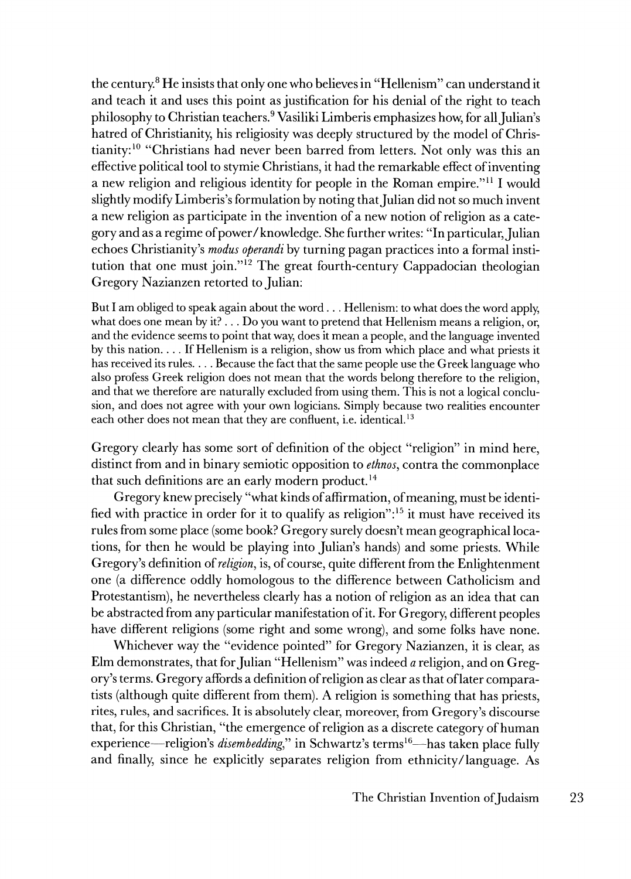the century.[8] He insists that only one who believes in "Hellenism" can understand it and teach it and uses this point as justification for his denial of the right to teach philosophy to Christian teachers.[9] Vasiliki Limberis emphasizes how, for all Julian's hatred of Christianity, his religiosity was deeply structured by the model of Christianity:[10] "Christians had never been barred from letters. Not only was this an effective political tool to stymie Christians, it had the remarkable effect of inventing a new religion and religious identity for people in the Roman empire."[11] I would slightly modify Limberis's formulation by noting that Julian did not so much invent a new religion as participate in the invention of a new notion of religion as a category and as a regime of power/knowledge. She further writes: "In particular, Julian echoes Christianity's *modus operandi* by turning pagan practices into a formal institution that one must join."[12] The great fourth-century Cappadocian theologian Gregory Nazianzen retorted to Julian:

> But I am obliged to speak again about the word . . . Hellenism: to what does the word apply, what does one mean by it? . . . Do you want to pretend that Hellenism means a religion, or, and the evidence seems to point that way, does it mean a people, and the language invented by this nation. . . . If Hellenism is a religion, show us from which place and what priests it has received its rules. . . . Because the fact that the same people use the Greek language who also profess Greek religion does not mean that the words belong therefore to the religion, and that we therefore are naturally excluded from using them. This is not a logical conclusion, and does not agree with your own logicians. Simply because two realities encounter each other does not mean that they are confluent, i.e. identical.[13]

Gregory clearly has some sort of definition of the object "religion" in mind here, distinct from and in binary semiotic opposition to *ethnos*, contra the commonplace that such definitions are an early modern product.[14]

Gregory knew precisely "what kinds of affirmation, of meaning, must be identified with practice in order for it to qualify as religion":[15] it must have received its rules from some place (some book? Gregory surely doesn't mean geographical locations, for then he would be playing into Julian's hands) and some priests. While Gregory's definition of *religion*, is, of course, quite different from the Enlightenment one (a difference oddly homologous to the difference between Catholicism and Protestantism), he nevertheless clearly has a notion of religion as an idea that can be abstracted from any particular manifestation of it. For Gregory, different peoples have different religions (some right and some wrong), and some folks have none.

Whichever way the "evidence pointed" for Gregory Nazianzen, it is clear, as Elm demonstrates, that for Julian "Hellenism" was indeed *a* religion, and on Gregory's terms. Gregory affords a definition of religion as clear as that of later comparatists (although quite different from them). A religion is something that has priests, rites, rules, and sacrifices. It is absolutely clear, moreover, from Gregory's discourse that, for this Christian, "the emergence of religion as a discrete category of human experience—religion's *disembedding*," in Schwartz's terms[16]—has taken place fully and finally, since he explicitly separates religion from ethnicity/language. As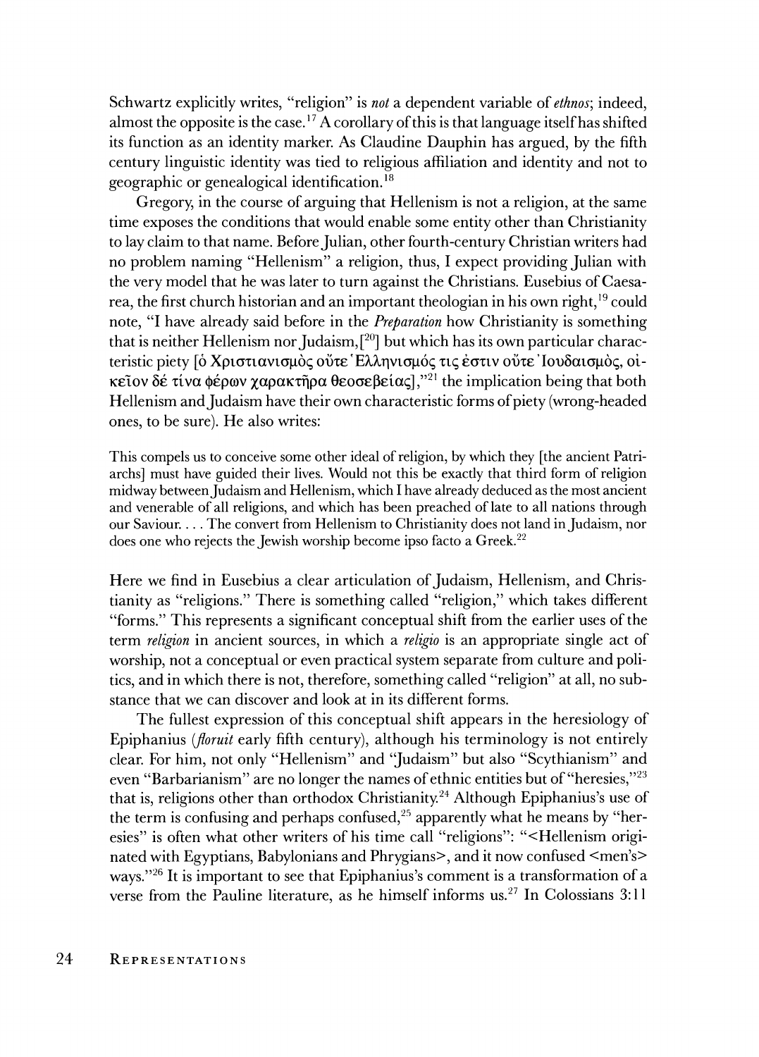Schwartz explicitly writes, "religion" is *not* a dependent variable of *ethnos*; indeed, almost the opposite is the case.[17] A corollary of this is that language itself has shifted its function as an identity marker. As Claudine Dauphin has argued, by the fifth century linguistic identity was tied to religious affiliation and identity and not to geographic or genealogical identification.[18]

Gregory, in the course of arguing that Hellenism is not a religion, at the same time exposes the conditions that would enable some entity other than Christianity to lay claim to that name. Before Julian, other fourth-century Christian writers had no problem naming "Hellenism" a religion, thus, I expect providing Julian with the very model that he was later to turn against the Christians. Eusebius of Caesarea, the first church historian and an important theologian in his own right,[19] could note, "I have already said before in the *Preparation* how Christianity is something that is neither Hellenism nor Judaism, [[20]] but which has its own particular characteristic piety [ὁ Χριστιανισμὸς οὔτε Ἑλληνισμός τις ἐστιν οὔτε Ἰουδαισμὸς, οἰκεῖον δέ τίνα φέρων χαρακτῆρα θεοσεβείας],"[21] the implication being that both Hellenism and Judaism have their own characteristic forms of piety (wrong-headed ones, to be sure). He also writes:

> This compels us to conceive some other ideal of religion, by which they [the ancient Patriarchs] must have guided their lives. Would not this be exactly that third form of religion midway between Judaism and Hellenism, which I have already deduced as the most ancient and venerable of all religions, and which has been preached of late to all nations through our Saviour. . . . The convert from Hellenism to Christianity does not land in Judaism, nor does one who rejects the Jewish worship become ipso facto a Greek.[22]

Here we find in Eusebius a clear articulation of Judaism, Hellenism, and Christianity as "religions." There is something called "religion," which takes different "forms." This represents a significant conceptual shift from the earlier uses of the term *religion* in ancient sources, in which a *religio* is an appropriate single act of worship, not a conceptual or even practical system separate from culture and politics, and in which there is not, therefore, something called "religion" at all, no substance that we can discover and look at in its different forms.

The fullest expression of this conceptual shift appears in the heresiology of Epiphanius (*floruit* early fifth century), although his terminology is not entirely clear. For him, not only "Hellenism" and "Judaism" but also "Scythianism" and even "Barbarianism" are no longer the names of ethnic entities but of "heresies,"[23] that is, religions other than orthodox Christianity.[24] Although Epiphanius's use of the term is confusing and perhaps confused,[25] apparently what he means by "heresies" is often what other writers of his time call "religions": "<Hellenism originated with Egyptians, Babylonians and Phrygians>, and it now confused <men's> ways."[26] It is important to see that Epiphanius's comment is a transformation of a verse from the Pauline literature, as he himself informs us.[27] In Colossians 3:11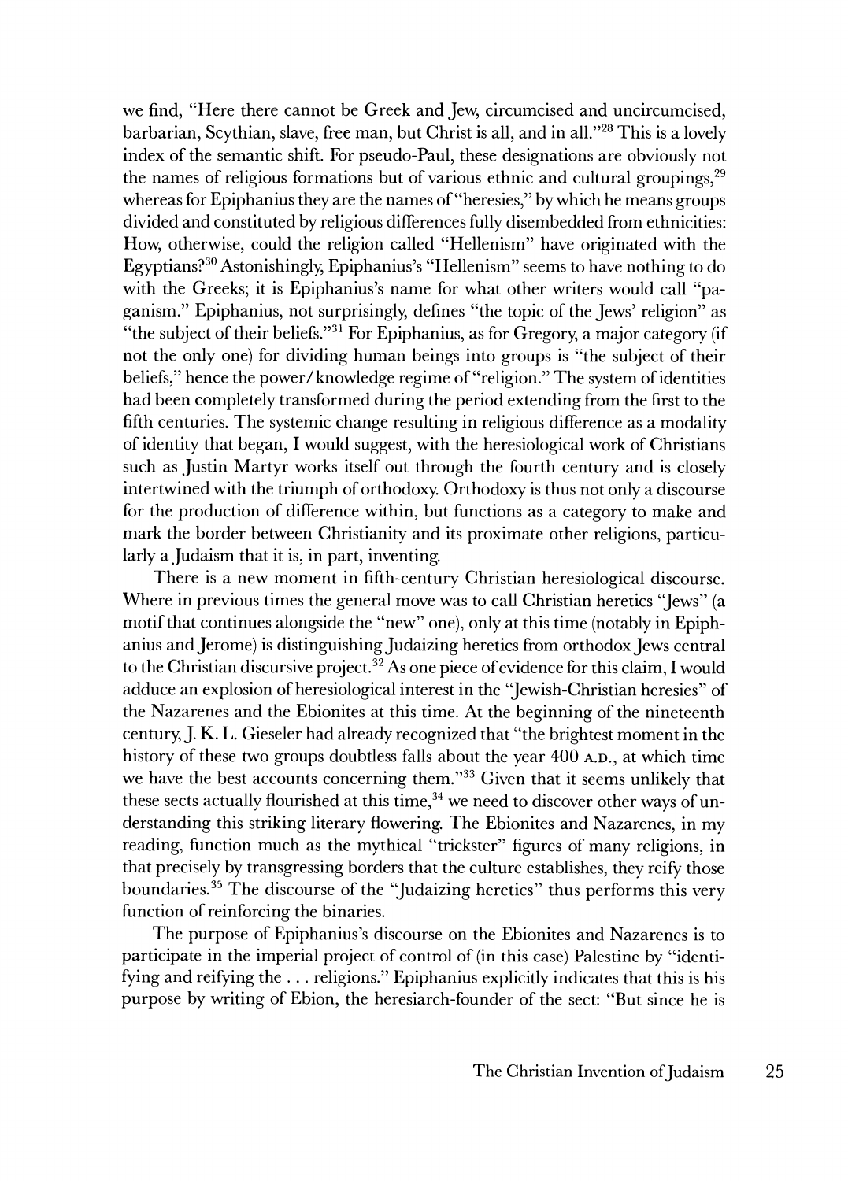we find, "Here there cannot be Greek and Jew, circumcised and uncircumcised, barbarian, Scythian, slave, free man, but Christ is all, and in all."[28] This is a lovely index of the semantic shift. For pseudo-Paul, these designations are obviously not the names of religious formations but of various ethnic and cultural groupings,[29] whereas for Epiphanius they are the names of "heresies," by which he means groups divided and constituted by religious differences fully disembedded from ethnicities: How, otherwise, could the religion called "Hellenism" have originated with the Egyptians?[30] Astonishingly, Epiphanius's "Hellenism" seems to have nothing to do with the Greeks; it is Epiphanius's name for what other writers would call "paganism." Epiphanius, not surprisingly, defines "the topic of the Jews' religion" as "the subject of their beliefs."[31] For Epiphanius, as for Gregory, a major category (if not the only one) for dividing human beings into groups is "the subject of their beliefs," hence the power/knowledge regime of "religion." The system of identities had been completely transformed during the period extending from the first to the fifth centuries. The systemic change resulting in religious difference as a modality of identity that began, I would suggest, with the heresiological work of Christians such as Justin Martyr works itself out through the fourth century and is closely intertwined with the triumph of orthodoxy. Orthodoxy is thus not only a discourse for the production of difference within, but functions as a category to make and mark the border between Christianity and its proximate other religions, particularly a Judaism that it is, in part, inventing.

There is a new moment in fifth-century Christian heresiological discourse. Where in previous times the general move was to call Christian heretics "Jews" (a motif that continues alongside the "new" one), only at this time (notably in Epiphanius and Jerome) is distinguishing Judaizing heretics from orthodox Jews central to the Christian discursive project.[32] As one piece of evidence for this claim, I would adduce an explosion of heresiological interest in the "Jewish-Christian heresies" of the Nazarenes and the Ebionites at this time. At the beginning of the nineteenth century, J. K. L. Gieseler had already recognized that "the brightest moment in the history of these two groups doubtless falls about the year 400 A.D., at which time we have the best accounts concerning them."[33] Given that it seems unlikely that these sects actually flourished at this time,[34] we need to discover other ways of understanding this striking literary flowering. The Ebionites and Nazarenes, in my reading, function much as the mythical "trickster" figures of many religions, in that precisely by transgressing borders that the culture establishes, they reify those boundaries.[35] The discourse of the "Judaizing heretics" thus performs this very function of reinforcing the binaries.

The purpose of Epiphanius's discourse on the Ebionites and Nazarenes is to participate in the imperial project of control of (in this case) Palestine by "identifying and reifying the . . . religions." Epiphanius explicitly indicates that this is his purpose by writing of Ebion, the heresiarch-founder of the sect: "But since he is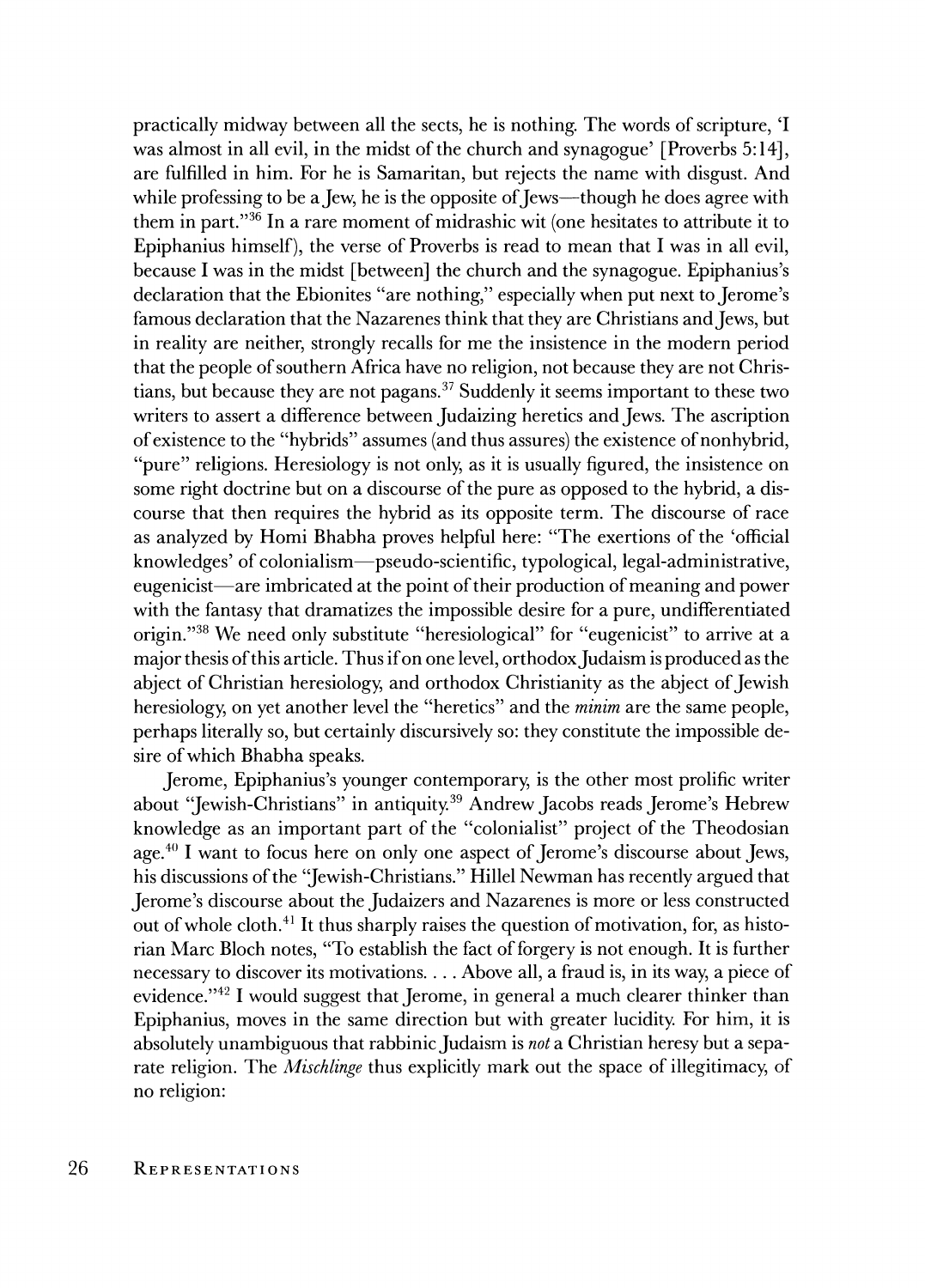practically midway between all the sects, he is nothing. The words of scripture, 'I was almost in all evil, in the midst of the church and synagogue' [Proverbs 5:14], are fulfilled in him. For he is Samaritan, but rejects the name with disgust. And while professing to be a Jew, he is the opposite of Jews—though he does agree with them in part."[36] In a rare moment of midrashic wit (one hesitates to attribute it to Epiphanius himself), the verse of Proverbs is read to mean that I was in all evil, because I was in the midst [between] the church and the synagogue. Epiphanius's declaration that the Ebionites "are nothing," especially when put next to Jerome's famous declaration that the Nazarenes think that they are Christians and Jews, but in reality are neither, strongly recalls for me the insistence in the modern period that the people of southern Africa have no religion, not because they are not Christians, but because they are not pagans.[37] Suddenly it seems important to these two writers to assert a difference between Judaizing heretics and Jews. The ascription of existence to the "hybrids" assumes (and thus assures) the existence of nonhybrid, "pure" religions. Heresiology is not only, as it is usually figured, the insistence on some right doctrine but on a discourse of the pure as opposed to the hybrid, a discourse that then requires the hybrid as its opposite term. The discourse of race as analyzed by Homi Bhabha proves helpful here: "The exertions of the 'official knowledges' of colonialism—pseudo-scientific, typological, legal-administrative, eugenicist—are imbricated at the point of their production of meaning and power with the fantasy that dramatizes the impossible desire for a pure, undifferentiated origin."[38] We need only substitute "heresiological" for "eugenicist" to arrive at a major thesis of this article. Thus if on one level, orthodox Judaism is produced as the abject of Christian heresiology, and orthodox Christianity as the abject of Jewish heresiology, on yet another level the "heretics" and the *minim* are the same people, perhaps literally so, but certainly discursively so: they constitute the impossible desire of which Bhabha speaks.

Jerome, Epiphanius's younger contemporary, is the other most prolific writer about "Jewish-Christians" in antiquity.[39] Andrew Jacobs reads Jerome's Hebrew knowledge as an important part of the "colonialist" project of the Theodosian age.[40] I want to focus here on only one aspect of Jerome's discourse about Jews, his discussions of the "Jewish-Christians." Hillel Newman has recently argued that Jerome's discourse about the Judaizers and Nazarenes is more or less constructed out of whole cloth.[41] It thus sharply raises the question of motivation, for, as historian Marc Bloch notes, "To establish the fact of forgery is not enough. It is further necessary to discover its motivations. . . . Above all, a fraud is, in its way, a piece of evidence."[42] I would suggest that Jerome, in general a much clearer thinker than Epiphanius, moves in the same direction but with greater lucidity. For him, it is absolutely unambiguous that rabbinic Judaism is *not* a Christian heresy but a separate religion. The *Mischlinge* thus explicitly mark out the space of illegitimacy, of no religion: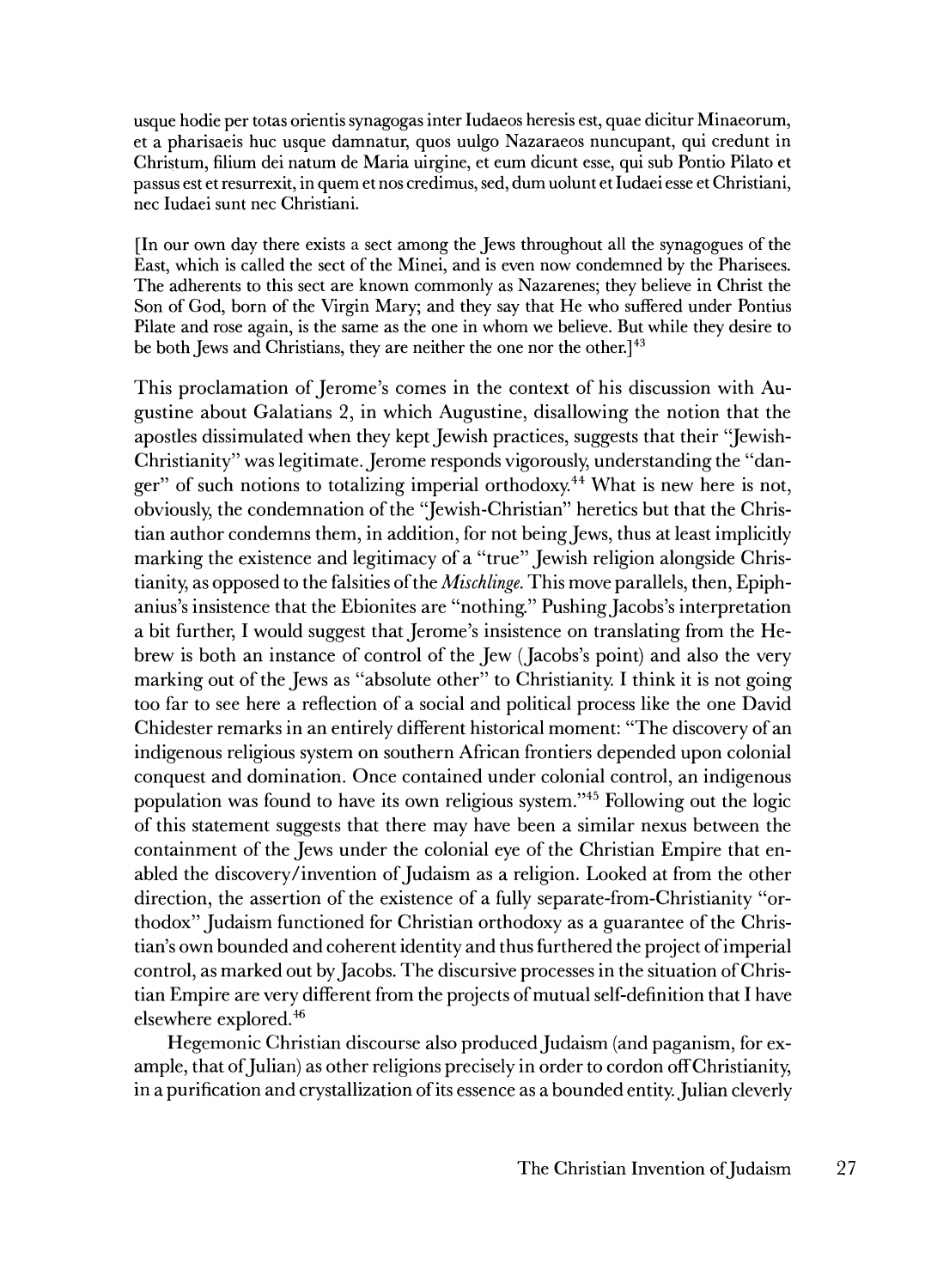usque hodie per totas orientis synagogas inter Iudaeos heresis est, quae dicitur Minaeorum, et a pharisaeis huc usque damnatur, quos uulgo Nazaraeos nuncupant, qui credunt in Christum, filium dei natum de Maria uirgine, et eum dicunt esse, qui sub Pontio Pilato et passus est et resurrexit, in quem et nos credimus, sed, dum uolunt et Iudaei esse et Christiani, nec Iudaei sunt nec Christiani.

[In our own day there exists a sect among the Jews throughout all the synagogues of the East, which is called the sect of the Minei, and is even now condemned by the Pharisees. The adherents to this sect are known commonly as Nazarenes; they believe in Christ the Son of God, born of the Virgin Mary; and they say that He who suffered under Pontius Pilate and rose again, is the same as the one in whom we believe. But while they desire to be both Jews and Christians, they are neither the one nor the other.][43]

This proclamation of Jerome's comes in the context of his discussion with Augustine about Galatians 2, in which Augustine, disallowing the notion that the apostles dissimulated when they kept Jewish practices, suggests that their "Jewish-Christianity" was legitimate. Jerome responds vigorously, understanding the "danger" of such notions to totalizing imperial orthodoxy.[44] What is new here is not, obviously, the condemnation of the "Jewish-Christian" heretics but that the Christian author condemns them, in addition, for not being Jews, thus at least implicitly marking the existence and legitimacy of a "true" Jewish religion alongside Christianity, as opposed to the falsities of the *Mischlinge*. This move parallels, then, Epiphanius's insistence that the Ebionites are "nothing." Pushing Jacobs's interpretation a bit further, I would suggest that Jerome's insistence on translating from the Hebrew is both an instance of control of the Jew (Jacobs's point) and also the very marking out of the Jews as "absolute other" to Christianity. I think it is not going too far to see here a reflection of a social and political process like the one David Chidester remarks in an entirely different historical moment: "The discovery of an indigenous religious system on southern African frontiers depended upon colonial conquest and domination. Once contained under colonial control, an indigenous population was found to have its own religious system."[45] Following out the logic of this statement suggests that there may have been a similar nexus between the containment of the Jews under the colonial eye of the Christian Empire that enabled the discovery/invention of Judaism as a religion. Looked at from the other direction, the assertion of the existence of a fully separate-from-Christianity "orthodox" Judaism functioned for Christian orthodoxy as a guarantee of the Christian's own bounded and coherent identity and thus furthered the project of imperial control, as marked out by Jacobs. The discursive processes in the situation of Christian Empire are very different from the projects of mutual self-definition that I have elsewhere explored.[46]

Hegemonic Christian discourse also produced Judaism (and paganism, for example, that of Julian) as other religions precisely in order to cordon off Christianity, in a purification and crystallization of its essence as a bounded entity. Julian cleverly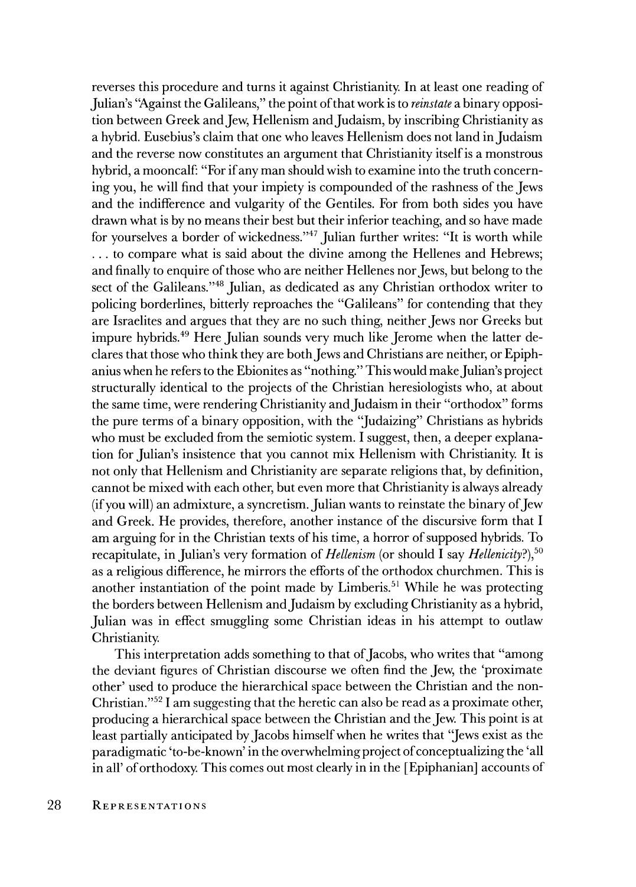reverses this procedure and turns it against Christianity. In at least one reading of Julian's "Against the Galileans," the point of that work is to *reinstate* a binary opposition between Greek and Jew, Hellenism and Judaism, by inscribing Christianity as a hybrid. Eusebius's claim that one who leaves Hellenism does not land in Judaism and the reverse now constitutes an argument that Christianity itself is a monstrous hybrid, a mooncalf: "For if any man should wish to examine into the truth concerning you, he will find that your impiety is compounded of the rashness of the Jews and the indifference and vulgarity of the Gentiles. For from both sides you have drawn what is by no means their best but their inferior teaching, and so have made for yourselves a border of wickedness."[47] Julian further writes: "It is worth while . . . to compare what is said about the divine among the Hellenes and Hebrews; and finally to enquire of those who are neither Hellenes nor Jews, but belong to the sect of the Galileans."[48] Julian, as dedicated as any Christian orthodox writer to policing borderlines, bitterly reproaches the "Galileans" for contending that they are Israelites and argues that they are no such thing, neither Jews nor Greeks but impure hybrids.[49] Here Julian sounds very much like Jerome when the latter declares that those who think they are both Jews and Christians are neither, or Epiphanius when he refers to the Ebionites as "nothing." This would make Julian's project structurally identical to the projects of the Christian heresiologists who, at about the same time, were rendering Christianity and Judaism in their "orthodox" forms the pure terms of a binary opposition, with the "Judaizing" Christians as hybrids who must be excluded from the semiotic system. I suggest, then, a deeper explanation for Julian's insistence that you cannot mix Hellenism with Christianity. It is not only that Hellenism and Christianity are separate religions that, by definition, cannot be mixed with each other, but even more that Christianity is always already (if you will) an admixture, a syncretism. Julian wants to reinstate the binary of Jew and Greek. He provides, therefore, another instance of the discursive form that I am arguing for in the Christian texts of his time, a horror of supposed hybrids. To recapitulate, in Julian's very formation of *Hellenism* (or should I say *Hellenicity*?),[50] as a religious difference, he mirrors the efforts of the orthodox churchmen. This is another instantiation of the point made by Limberis.[51] While he was protecting the borders between Hellenism and Judaism by excluding Christianity as a hybrid, Julian was in effect smuggling some Christian ideas in his attempt to outlaw Christianity.

This interpretation adds something to that of Jacobs, who writes that "among the deviant figures of Christian discourse we often find the Jew, the 'proximate other' used to produce the hierarchical space between the Christian and the non-Christian."[52] I am suggesting that the heretic can also be read as a proximate other, producing a hierarchical space between the Christian and the Jew. This point is at least partially anticipated by Jacobs himself when he writes that "Jews exist as the paradigmatic 'to-be-known' in the overwhelming project of conceptualizing the 'all in all' of orthodoxy. This comes out most clearly in in the [Epiphanian] accounts of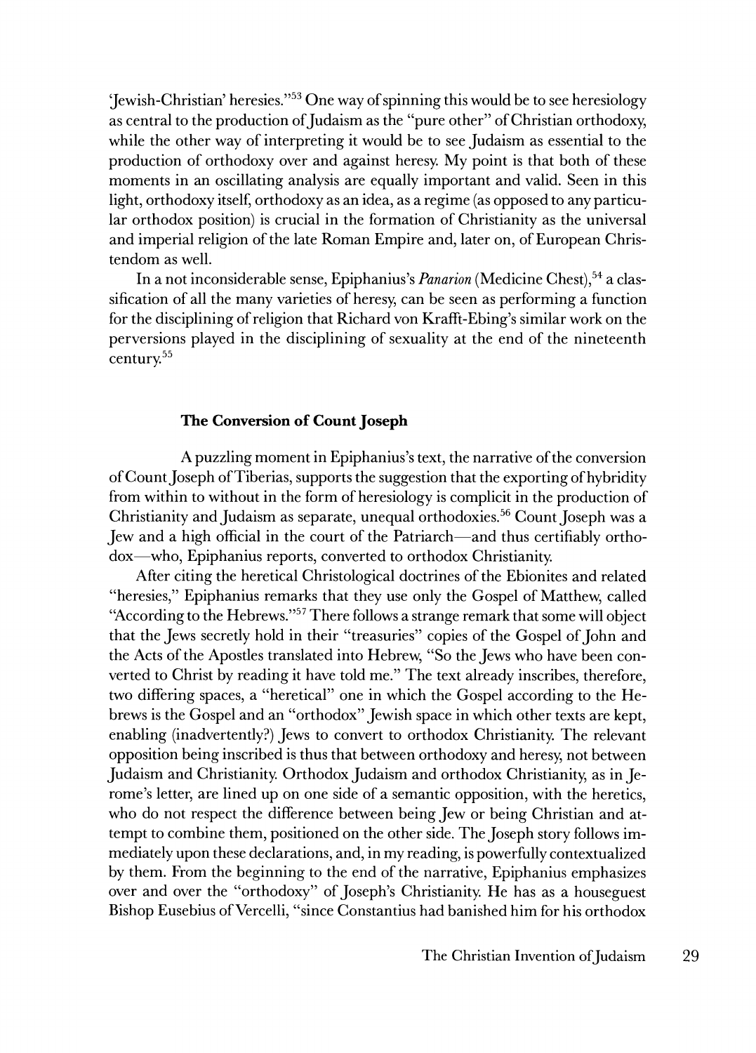'Jewish-Christian' heresies."[53] One way of spinning this would be to see heresiology as central to the production of Judaism as the "pure other" of Christian orthodoxy, while the other way of interpreting it would be to see Judaism as essential to the production of orthodoxy over and against heresy. My point is that both of these moments in an oscillating analysis are equally important and valid. Seen in this light, orthodoxy itself, orthodoxy as an idea, as a regime (as opposed to any particular orthodox position) is crucial in the formation of Christianity as the universal and imperial religion of the late Roman Empire and, later on, of European Christendom as well.

In a not inconsiderable sense, Epiphanius's *Panarion* (Medicine Chest),[54] a classification of all the many varieties of heresy, can be seen as performing a function for the disciplining of religion that Richard von Krafft-Ebing's similar work on the perversions played in the disciplining of sexuality at the end of the nineteenth century.[55]

### The Conversion of Count Joseph

A puzzling moment in Epiphanius's text, the narrative of the conversion of Count Joseph of Tiberias, supports the suggestion that the exporting of hybridity from within to without in the form of heresiology is complicit in the production of Christianity and Judaism as separate, unequal orthodoxies.[56] Count Joseph was a Jew and a high official in the court of the Patriarch—and thus certifiably orthodox—who, Epiphanius reports, converted to orthodox Christianity.

After citing the heretical Christological doctrines of the Ebionites and related "heresies," Epiphanius remarks that they use only the Gospel of Matthew, called "According to the Hebrews."[57] There follows a strange remark that some will object that the Jews secretly hold in their "treasuries" copies of the Gospel of John and the Acts of the Apostles translated into Hebrew, "So the Jews who have been converted to Christ by reading it have told me." The text already inscribes, therefore, two differing spaces, a "heretical" one in which the Gospel according to the Hebrews is the Gospel and an "orthodox" Jewish space in which other texts are kept, enabling (inadvertently?) Jews to convert to orthodox Christianity. The relevant opposition being inscribed is thus that between orthodoxy and heresy, not between Judaism and Christianity. Orthodox Judaism and orthodox Christianity, as in Jerome's letter, are lined up on one side of a semantic opposition, with the heretics, who do not respect the difference between being Jew or being Christian and attempt to combine them, positioned on the other side. The Joseph story follows immediately upon these declarations, and, in my reading, is powerfully contextualized by them. From the beginning to the end of the narrative, Epiphanius emphasizes over and over the "orthodoxy" of Joseph's Christianity. He has as a houseguest Bishop Eusebius of Vercelli, "since Constantius had banished him for his orthodox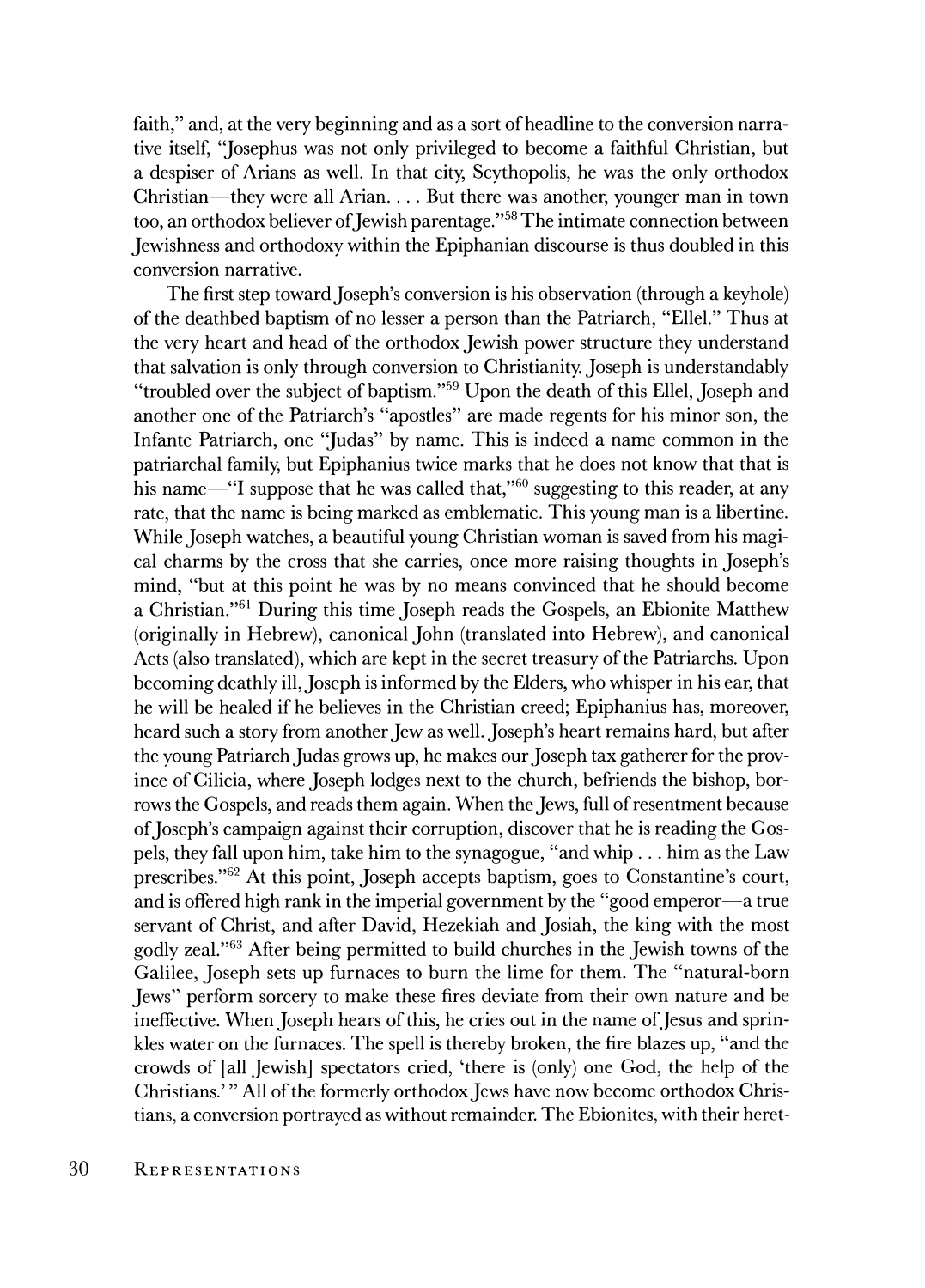faith," and, at the very beginning and as a sort of headline to the conversion narrative itself, "Josephus was not only privileged to become a faithful Christian, but a despiser of Arians as well. In that city, Scythopolis, he was the only orthodox Christian—they were all Arian. . . . But there was another, younger man in town too, an orthodox believer of Jewish parentage."[58] The intimate connection between Jewishness and orthodoxy within the Epiphanian discourse is thus doubled in this conversion narrative.

The first step toward Joseph's conversion is his observation (through a keyhole) of the deathbed baptism of no lesser a person than the Patriarch, "Ellel." Thus at the very heart and head of the orthodox Jewish power structure they understand that salvation is only through conversion to Christianity. Joseph is understandably "troubled over the subject of baptism."[59] Upon the death of this Ellel, Joseph and another one of the Patriarch's "apostles" are made regents for his minor son, the Infante Patriarch, one "Judas" by name. This is indeed a name common in the patriarchal family, but Epiphanius twice marks that he does not know that that is his name—"I suppose that he was called that,"[60] suggesting to this reader, at any rate, that the name is being marked as emblematic. This young man is a libertine. While Joseph watches, a beautiful young Christian woman is saved from his magical charms by the cross that she carries, once more raising thoughts in Joseph's mind, "but at this point he was by no means convinced that he should become a Christian."[61] During this time Joseph reads the Gospels, an Ebionite Matthew (originally in Hebrew), canonical John (translated into Hebrew), and canonical Acts (also translated), which are kept in the secret treasury of the Patriarchs. Upon becoming deathly ill, Joseph is informed by the Elders, who whisper in his ear, that he will be healed if he believes in the Christian creed; Epiphanius has, moreover, heard such a story from another Jew as well. Joseph's heart remains hard, but after the young Patriarch Judas grows up, he makes our Joseph tax gatherer for the province of Cilicia, where Joseph lodges next to the church, befriends the bishop, borrows the Gospels, and reads them again. When the Jews, full of resentment because of Joseph's campaign against their corruption, discover that he is reading the Gospels, they fall upon him, take him to the synagogue, "and whip . . . him as the Law prescribes."[62] At this point, Joseph accepts baptism, goes to Constantine's court, and is offered high rank in the imperial government by the "good emperor—a true servant of Christ, and after David, Hezekiah and Josiah, the king with the most godly zeal."[63] After being permitted to build churches in the Jewish towns of the Galilee, Joseph sets up furnaces to burn the lime for them. The "natural-born Jews" perform sorcery to make these fires deviate from their own nature and be ineffective. When Joseph hears of this, he cries out in the name of Jesus and sprinkles water on the furnaces. The spell is thereby broken, the fire blazes up, "and the crowds of [all Jewish] spectators cried, 'there is (only) one God, the help of the Christians.'" All of the formerly orthodox Jews have now become orthodox Christians, a conversion portrayed as without remainder. The Ebionites, with their heret-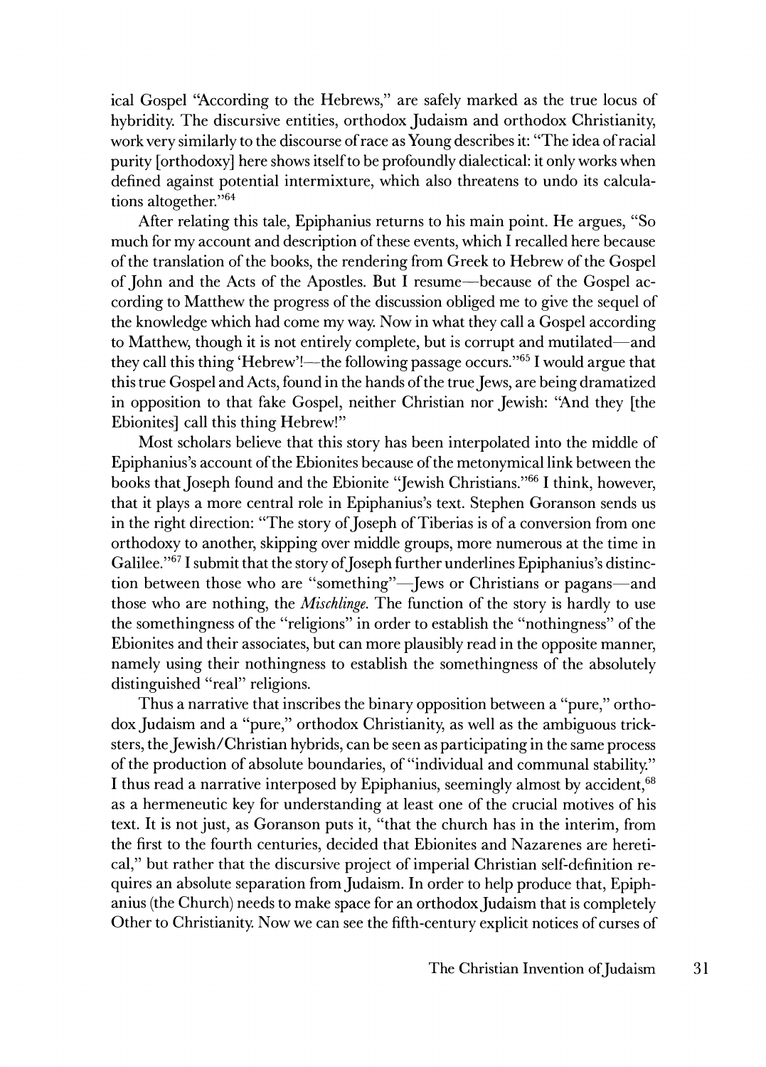ical Gospel "According to the Hebrews," are safely marked as the true locus of hybridity. The discursive entities, orthodox Judaism and orthodox Christianity, work very similarly to the discourse of race as Young describes it: "The idea of racial purity [orthodoxy] here shows itself to be profoundly dialectical: it only works when defined against potential intermixture, which also threatens to undo its calculations altogether."[64]

After relating this tale, Epiphanius returns to his main point. He argues, "So much for my account and description of these events, which I recalled here because of the translation of the books, the rendering from Greek to Hebrew of the Gospel of John and the Acts of the Apostles. But I resume—because of the Gospel according to Matthew the progress of the discussion obliged me to give the sequel of the knowledge which had come my way. Now in what they call a Gospel according to Matthew, though it is not entirely complete, but is corrupt and mutilated—and they call this thing 'Hebrew'!—the following passage occurs."[65] I would argue that this true Gospel and Acts, found in the hands of the true Jews, are being dramatized in opposition to that fake Gospel, neither Christian nor Jewish: "And they [the Ebionites] call this thing Hebrew!"

Most scholars believe that this story has been interpolated into the middle of Epiphanius's account of the Ebionites because of the metonymical link between the books that Joseph found and the Ebionite "Jewish Christians."[66] I think, however, that it plays a more central role in Epiphanius's text. Stephen Goranson sends us in the right direction: "The story of Joseph of Tiberias is of a conversion from one orthodoxy to another, skipping over middle groups, more numerous at the time in Galilee."[67] I submit that the story of Joseph further underlines Epiphanius's distinction between those who are "something"—Jews or Christians or pagans—and those who are nothing, the *Mischlinge*. The function of the story is hardly to use the somethingness of the "religions" in order to establish the "nothingness" of the Ebionites and their associates, but can more plausibly read in the opposite manner, namely using their nothingness to establish the somethingness of the absolutely distinguished "real" religions.

Thus a narrative that inscribes the binary opposition between a "pure," orthodox Judaism and a "pure," orthodox Christianity, as well as the ambiguous tricksters, the Jewish/Christian hybrids, can be seen as participating in the same process of the production of absolute boundaries, of "individual and communal stability." I thus read a narrative interposed by Epiphanius, seemingly almost by accident,[68] as a hermeneutic key for understanding at least one of the crucial motives of his text. It is not just, as Goranson puts it, "that the church has in the interim, from the first to the fourth centuries, decided that Ebionites and Nazarenes are heretical," but rather that the discursive project of imperial Christian self-definition requires an absolute separation from Judaism. In order to help produce that, Epiphanius (the Church) needs to make space for an orthodox Judaism that is completely Other to Christianity. Now we can see the fifth-century explicit notices of curses of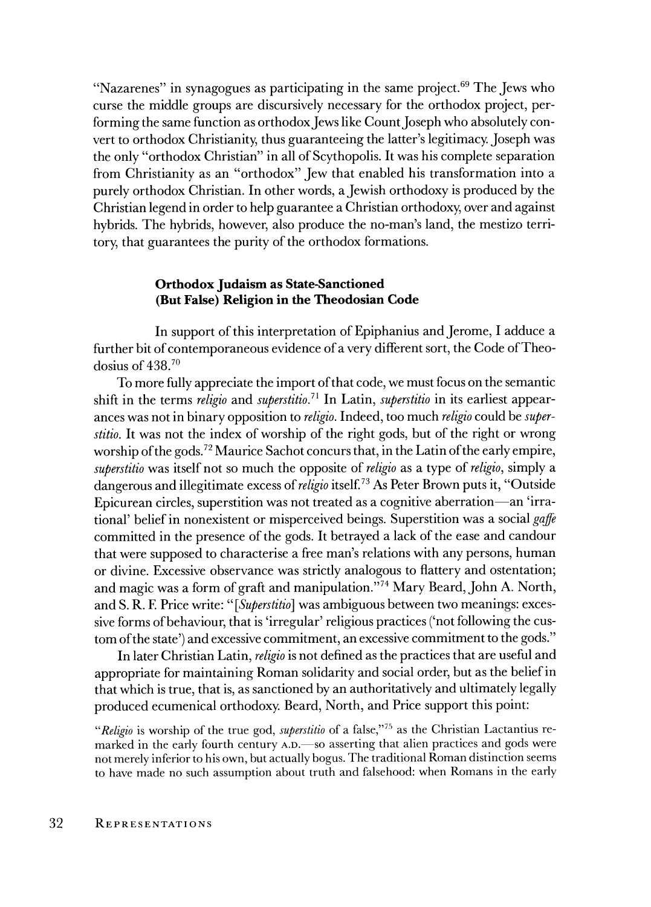"Nazarenes" in synagogues as participating in the same project.[69] The Jews who curse the middle groups are discursively necessary for the orthodox project, performing the same function as orthodox Jews like Count Joseph who absolutely convert to orthodox Christianity, thus guaranteeing the latter's legitimacy. Joseph was the only "orthodox Christian" in all of Scythopolis. It was his complete separation from Christianity as an "orthodox" Jew that enabled his transformation into a purely orthodox Christian. In other words, a Jewish orthodoxy is produced by the Christian legend in order to help guarantee a Christian orthodoxy, over and against hybrids. The hybrids, however, also produce the no-man's land, the mestizo territory, that guarantees the purity of the orthodox formations.

### Orthodox Judaism as State-Sanctioned (But False) Religion in the Theodosian Code

In support of this interpretation of Epiphanius and Jerome, I adduce a further bit of contemporaneous evidence of a very different sort, the Code of Theodosius of 438.[70]

To more fully appreciate the import of that code, we must focus on the semantic shift in the terms *religio* and *superstitio*.[71] In Latin, *superstitio* in its earliest appearances was not in binary opposition to *religio*. Indeed, too much *religio* could be *superstitio*. It was not the index of worship of the right gods, but of the right or wrong worship of the gods.[72] Maurice Sachot concurs that, in the Latin of the early empire, *superstitio* was itself not so much the opposite of *religio* as a type of *religio*, simply a dangerous and illegitimate excess of *religio* itself.[73] As Peter Brown puts it, "Outside Epicurean circles, superstition was not treated as a cognitive aberration—an 'irrational' belief in nonexistent or misperceived beings. Superstition was a social *gaffe* committed in the presence of the gods. It betrayed a lack of the ease and candour that were supposed to characterise a free man's relations with any persons, human or divine. Excessive observance was strictly analogous to flattery and ostentation; and magic was a form of graft and manipulation."[74] Mary Beard, John A. North, and S. R. F. Price write: "[*Superstitio*] was ambiguous between two meanings: excessive forms of behaviour, that is 'irregular' religious practices ('not following the custom of the state') and excessive commitment, an excessive commitment to the gods."

In later Christian Latin, *religio* is not defined as the practices that are useful and appropriate for maintaining Roman solidarity and social order, but as the belief in that which is true, that is, as sanctioned by an authoritatively and ultimately legally produced ecumenical orthodoxy. Beard, North, and Price support this point:

> "*Religio* is worship of the true god, *superstitio* of a false,"[75] as the Christian Lactantius remarked in the early fourth century A.D.—so asserting that alien practices and gods were not merely inferior to his own, but actually bogus. The traditional Roman distinction seems to have made no such assumption about truth and falsehood: when Romans in the early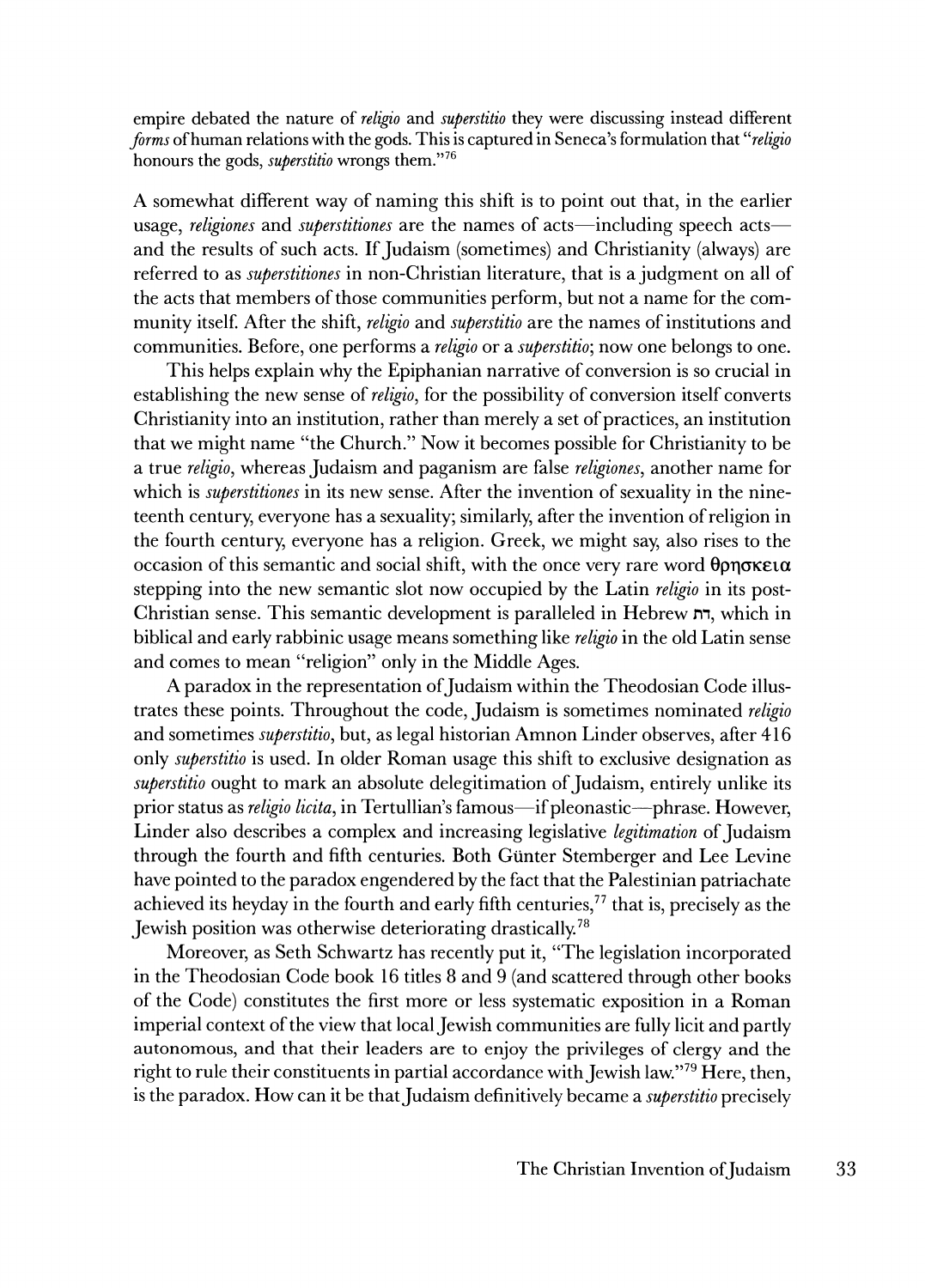empire debated the nature of *religio* and *superstitio* they were discussing instead different *forms* of human relations with the gods. This is captured in Seneca's formulation that "*religio* honours the gods, *superstitio* wrongs them."[76]

A somewhat different way of naming this shift is to point out that, in the earlier usage, *religiones* and *superstitiones* are the names of acts—including speech acts—and the results of such acts. If Judaism (sometimes) and Christianity (always) are referred to as *superstitiones* in non-Christian literature, that is a judgment on all of the acts that members of those communities perform, but not a name for the community itself. After the shift, *religio* and *superstitio* are the names of institutions and communities. Before, one performs a *religio* or a *superstitio*; now one belongs to one.

This helps explain why the Epiphanian narrative of conversion is so crucial in establishing the new sense of *religio*, for the possibility of conversion itself converts Christianity into an institution, rather than merely a set of practices, an institution that we might name "the Church." Now it becomes possible for Christianity to be a true *religio*, whereas Judaism and paganism are false *religiones*, another name for which is *superstitiones* in its new sense. After the invention of sexuality in the nineteenth century, everyone has a sexuality; similarly, after the invention of religion in the fourth century, everyone has a religion. Greek, we might say, also rises to the occasion of this semantic and social shift, with the once very rare word θρησκεια stepping into the new semantic slot now occupied by the Latin *religio* in its post-Christian sense. This semantic development is paralleled in Hebrew דת, which in biblical and early rabbinic usage means something like *religio* in the old Latin sense and comes to mean "religion" only in the Middle Ages.

A paradox in the representation of Judaism within the Theodosian Code illustrates these points. Throughout the code, Judaism is sometimes nominated *religio* and sometimes *superstitio*, but, as legal historian Amnon Linder observes, after 416 only *superstitio* is used. In older Roman usage this shift to exclusive designation as *superstitio* ought to mark an absolute delegitimation of Judaism, entirely unlike its prior status as *religio licita*, in Tertullian's famous—if pleonastic—phrase. However, Linder also describes a complex and increasing legislative *legitimation* of Judaism through the fourth and fifth centuries. Both Günter Stemberger and Lee Levine have pointed to the paradox engendered by the fact that the Palestinian patriachate achieved its heyday in the fourth and early fifth centuries,[77] that is, precisely as the Jewish position was otherwise deteriorating drastically.[78]

Moreover, as Seth Schwartz has recently put it, "The legislation incorporated in the Theodosian Code book 16 titles 8 and 9 (and scattered through other books of the Code) constitutes the first more or less systematic exposition in a Roman imperial context of the view that local Jewish communities are fully licit and partly autonomous, and that their leaders are to enjoy the privileges of clergy and the right to rule their constituents in partial accordance with Jewish law."[79] Here, then, is the paradox. How can it be that Judaism definitively became a *superstitio* precisely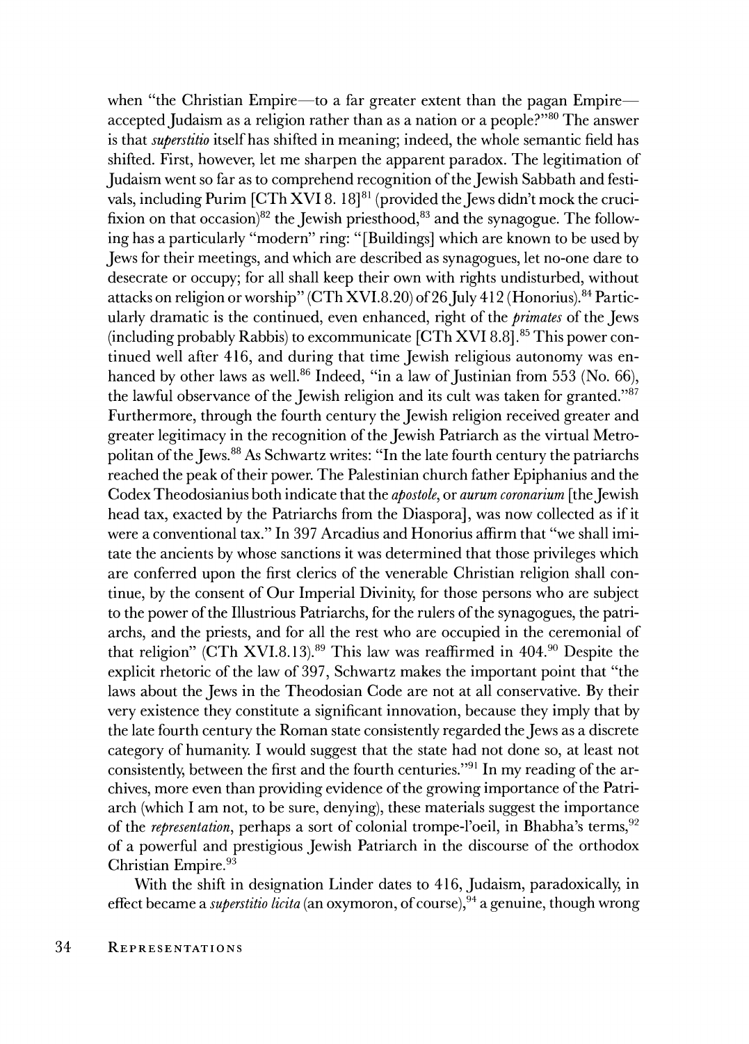when "the Christian Empire—to a far greater extent than the pagan Empire—accepted Judaism as a religion rather than as a nation or a people?"[80] The answer is that *superstitio* itself has shifted in meaning; indeed, the whole semantic field has shifted. First, however, let me sharpen the apparent paradox. The legitimation of Judaism went so far as to comprehend recognition of the Jewish Sabbath and festivals, including Purim [CTh XVI 8. 18][81] (provided the Jews didn't mock the crucifixion on that occasion)[82] the Jewish priesthood,[83] and the synagogue. The following has a particularly "modern" ring: "[Buildings] which are known to be used by Jews for their meetings, and which are described as synagogues, let no-one dare to desecrate or occupy; for all shall keep their own with rights undisturbed, without attacks on religion or worship" (CTh XVI.8.20) of 26 July 412 (Honorius).[84] Particularly dramatic is the continued, even enhanced, right of the *primates* of the Jews (including probably Rabbis) to excommunicate [CTh XVI 8.8].[85] This power continued well after 416, and during that time Jewish religious autonomy was enhanced by other laws as well.[86] Indeed, "in a law of Justinian from 553 (No. 66), the lawful observance of the Jewish religion and its cult was taken for granted."[87] Furthermore, through the fourth century the Jewish religion received greater and greater legitimacy in the recognition of the Jewish Patriarch as the virtual Metropolitan of the Jews.[88] As Schwartz writes: "In the late fourth century the patriarchs reached the peak of their power. The Palestinian church father Epiphanius and the Codex Theodosianius both indicate that the *apostole*, or *aurum coronarium* [the Jewish head tax, exacted by the Patriarchs from the Diaspora], was now collected as if it were a conventional tax." In 397 Arcadius and Honorius affirm that "we shall imitate the ancients by whose sanctions it was determined that those privileges which are conferred upon the first clerics of the venerable Christian religion shall continue, by the consent of Our Imperial Divinity, for those persons who are subject to the power of the Illustrious Patriarchs, for the rulers of the synagogues, the patriarchs, and the priests, and for all the rest who are occupied in the ceremonial of that religion" (CTh XVI.8.13).[89] This law was reaffirmed in 404.[90] Despite the explicit rhetoric of the law of 397, Schwartz makes the important point that "the laws about the Jews in the Theodosian Code are not at all conservative. By their very existence they constitute a significant innovation, because they imply that by the late fourth century the Roman state consistently regarded the Jews as a discrete category of humanity. I would suggest that the state had not done so, at least not consistently, between the first and the fourth centuries."[91] In my reading of the archives, more even than providing evidence of the growing importance of the Patriarch (which I am not, to be sure, denying), these materials suggest the importance of the *representation*, perhaps a sort of colonial trompe-l'oeil, in Bhabha's terms,[92] of a powerful and prestigious Jewish Patriarch in the discourse of the orthodox Christian Empire.[93]

With the shift in designation Linder dates to 416, Judaism, paradoxically, in effect became a *superstitio licita* (an oxymoron, of course),[94] a genuine, though wrong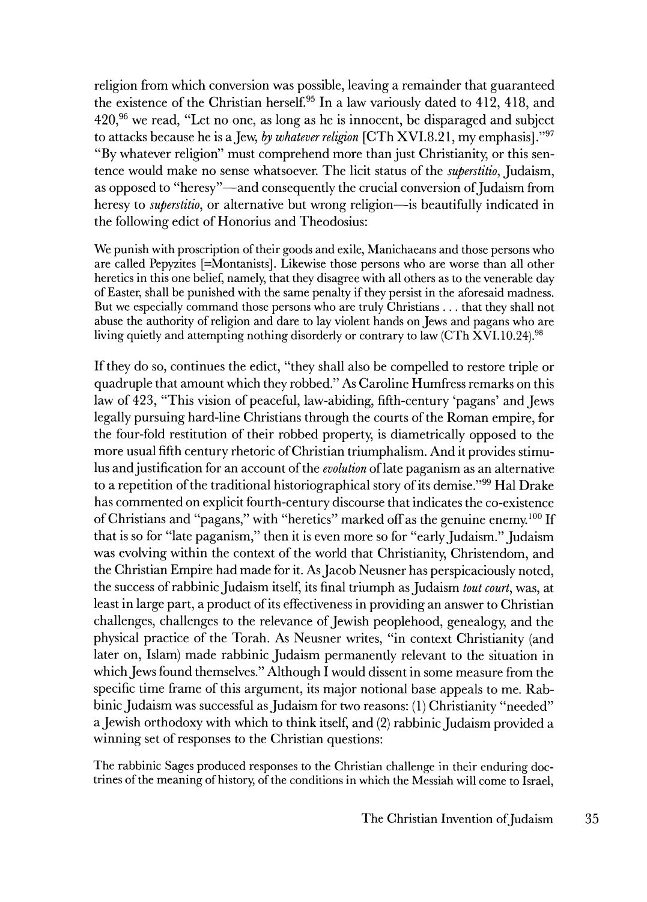religion from which conversion was possible, leaving a remainder that guaranteed the existence of the Christian herself.[95] In a law variously dated to 412, 418, and 420,[96] we read, "Let no one, as long as he is innocent, be disparaged and subject to attacks because he is a Jew, *by whatever religion* [CTh XVI.8.21, my emphasis]."[97] "By whatever religion" must comprehend more than just Christianity, or this sentence would make no sense whatsoever. The licit status of the *superstitio*, Judaism, as opposed to "heresy"—and consequently the crucial conversion of Judaism from heresy to *superstitio*, or alternative but wrong religion—is beautifully indicated in the following edict of Honorius and Theodosius:

> We punish with proscription of their goods and exile, Manichaeans and those persons who are called Pepyzites [=Montanists]. Likewise those persons who are worse than all other heretics in this one belief, namely, that they disagree with all others as to the venerable day of Easter, shall be punished with the same penalty if they persist in the aforesaid madness. But we especially command those persons who are truly Christians . . . that they shall not abuse the authority of religion and dare to lay violent hands on Jews and pagans who are living quietly and attempting nothing disorderly or contrary to law (CTh XVI.10.24).[98]

If they do so, continues the edict, "they shall also be compelled to restore triple or quadruple that amount which they robbed." As Caroline Humfress remarks on this law of 423, "This vision of peaceful, law-abiding, fifth-century 'pagans' and Jews legally pursuing hard-line Christians through the courts of the Roman empire, for the four-fold restitution of their robbed property, is diametrically opposed to the more usual fifth century rhetoric of Christian triumphalism. And it provides stimulus and justification for an account of the *evolution* of late paganism as an alternative to a repetition of the traditional historiographical story of its demise."[99] Hal Drake has commented on explicit fourth-century discourse that indicates the co-existence of Christians and "pagans," with "heretics" marked off as the genuine enemy.[100] If that is so for "late paganism," then it is even more so for "early Judaism." Judaism was evolving within the context of the world that Christianity, Christendom, and the Christian Empire had made for it. As Jacob Neusner has perspicaciously noted, the success of rabbinic Judaism itself, its final triumph as Judaism *tout court*, was, at least in large part, a product of its effectiveness in providing an answer to Christian challenges, challenges to the relevance of Jewish peoplehood, genealogy, and the physical practice of the Torah. As Neusner writes, "in context Christianity (and later on, Islam) made rabbinic Judaism permanently relevant to the situation in which Jews found themselves." Although I would dissent in some measure from the specific time frame of this argument, its major notional base appeals to me. Rabbinic Judaism was successful as Judaism for two reasons: (1) Christianity "needed" a Jewish orthodoxy with which to think itself, and (2) rabbinic Judaism provided a winning set of responses to the Christian questions:

> The rabbinic Sages produced responses to the Christian challenge in their enduring doctrines of the meaning of history, of the conditions in which the Messiah will come to Israel,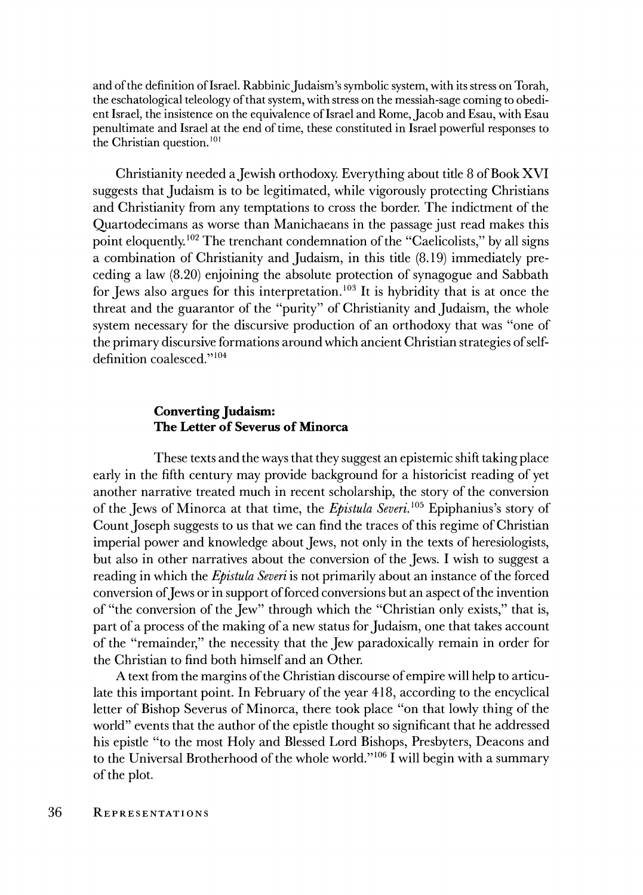and of the definition of Israel. Rabbinic Judaism's symbolic system, with its stress on Torah, the eschatological teleology of that system, with stress on the messiah-sage coming to obedient Israel, the insistence on the equivalence of Israel and Rome, Jacob and Esau, with Esau penultimate and Israel at the end of time, these constituted in Israel powerful responses to the Christian question.[101]

Christianity needed a Jewish orthodoxy. Everything about title 8 of Book XVI suggests that Judaism is to be legitimated, while vigorously protecting Christians and Christianity from any temptations to cross the border. The indictment of the Quartodecimans as worse than Manichaeans in the passage just read makes this point eloquently.[102] The trenchant condemnation of the "Caelicolists," by all signs a combination of Christianity and Judaism, in this title (8.19) immediately preceding a law (8.20) enjoining the absolute protection of synagogue and Sabbath for Jews also argues for this interpretation.[103] It is hybridity that is at once the threat and the guarantor of the "purity" of Christianity and Judaism, the whole system necessary for the discursive production of an orthodoxy that was "one of the primary discursive formations around which ancient Christian strategies of self-definition coalesced."[104]

## Converting Judaism: The Letter of Severus of Minorca

These texts and the ways that they suggest an epistemic shift taking place early in the fifth century may provide background for a historicist reading of yet another narrative treated much in recent scholarship, the story of the conversion of the Jews of Minorca at that time, the *Epistula Severi*.[105] Epiphanius's story of Count Joseph suggests to us that we can find the traces of this regime of Christian imperial power and knowledge about Jews, not only in the texts of heresiologists, but also in other narratives about the conversion of the Jews. I wish to suggest a reading in which the *Epistula Severi* is not primarily about an instance of the forced conversion of Jews or in support of forced conversions but an aspect of the invention of "the conversion of the Jew" through which the "Christian only exists," that is, part of a process of the making of a new status for Judaism, one that takes account of the "remainder," the necessity that the Jew paradoxically remain in order for the Christian to find both himself and an Other.

A text from the margins of the Christian discourse of empire will help to articulate this important point. In February of the year 418, according to the encyclical letter of Bishop Severus of Minorca, there took place "on that lowly thing of the world" events that the author of the epistle thought so significant that he addressed his epistle "to the most Holy and Blessed Lord Bishops, Presbyters, Deacons and to the Universal Brotherhood of the whole world."[106] I will begin with a summary of the plot.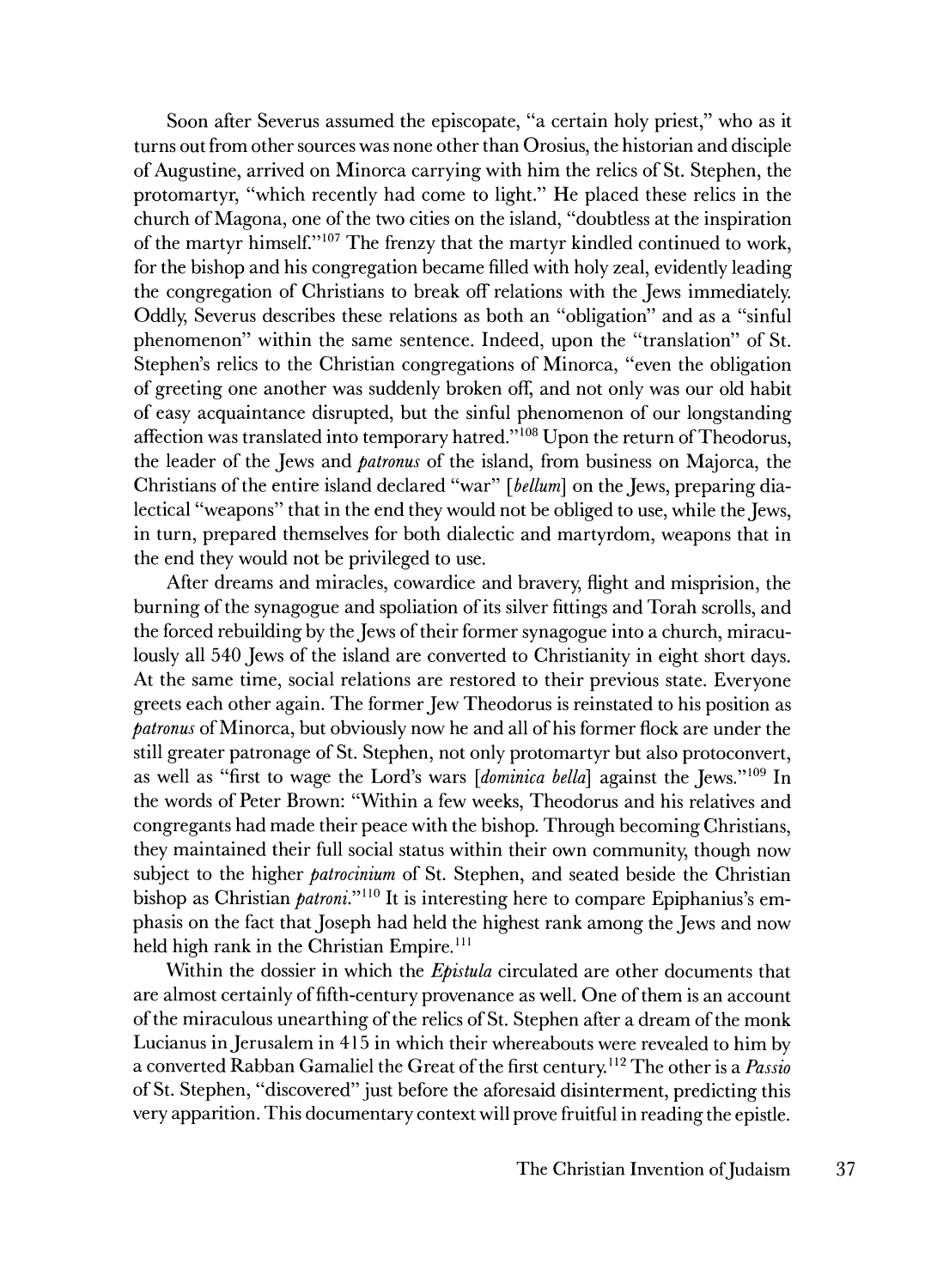Soon after Severus assumed the episcopate, "a certain holy priest," who as it turns out from other sources was none other than Orosius, the historian and disciple of Augustine, arrived on Minorca carrying with him the relics of St. Stephen, the protomartyr, "which recently had come to light." He placed these relics in the church of Magona, one of the two cities on the island, "doubtless at the inspiration of the martyr himself."[107] The frenzy that the martyr kindled continued to work, for the bishop and his congregation became filled with holy zeal, evidently leading the congregation of Christians to break off relations with the Jews immediately. Oddly, Severus describes these relations as both an "obligation" and as a "sinful phenomenon" within the same sentence. Indeed, upon the "translation" of St. Stephen's relics to the Christian congregations of Minorca, "even the obligation of greeting one another was suddenly broken off, and not only was our old habit of easy acquaintance disrupted, but the sinful phenomenon of our longstanding affection was translated into temporary hatred."[108] Upon the return of Theodorus, the leader of the Jews and *patronus* of the island, from business on Majorca, the Christians of the entire island declared "war" [*bellum*] on the Jews, preparing dialectical "weapons" that in the end they would not be obliged to use, while the Jews, in turn, prepared themselves for both dialectic and martyrdom, weapons that in the end they would not be privileged to use.

After dreams and miracles, cowardice and bravery, flight and misprision, the burning of the synagogue and spoliation of its silver fittings and Torah scrolls, and the forced rebuilding by the Jews of their former synagogue into a church, miraculously all 540 Jews of the island are converted to Christianity in eight short days. At the same time, social relations are restored to their previous state. Everyone greets each other again. The former Jew Theodorus is reinstated to his position as *patronus* of Minorca, but obviously now he and all of his former flock are under the still greater patronage of St. Stephen, not only protomartyr but also protoconvert, as well as "first to wage the Lord's wars [*dominica bella*] against the Jews."[109] In the words of Peter Brown: "Within a few weeks, Theodorus and his relatives and congregants had made their peace with the bishop. Through becoming Christians, they maintained their full social status within their own community, though now subject to the higher *patrocinium* of St. Stephen, and seated beside the Christian bishop as Christian *patroni*."[110] It is interesting here to compare Epiphanius's emphasis on the fact that Joseph had held the highest rank among the Jews and now held high rank in the Christian Empire.[111]

Within the dossier in which the *Epistula* circulated are other documents that are almost certainly of fifth-century provenance as well. One of them is an account of the miraculous unearthing of the relics of St. Stephen after a dream of the monk Lucianus in Jerusalem in 415 in which their whereabouts were revealed to him by a converted Rabban Gamaliel the Great of the first century.[112] The other is a *Passio* of St. Stephen, "discovered" just before the aforesaid disinterment, predicting this very apparition. This documentary context will prove fruitful in reading the epistle.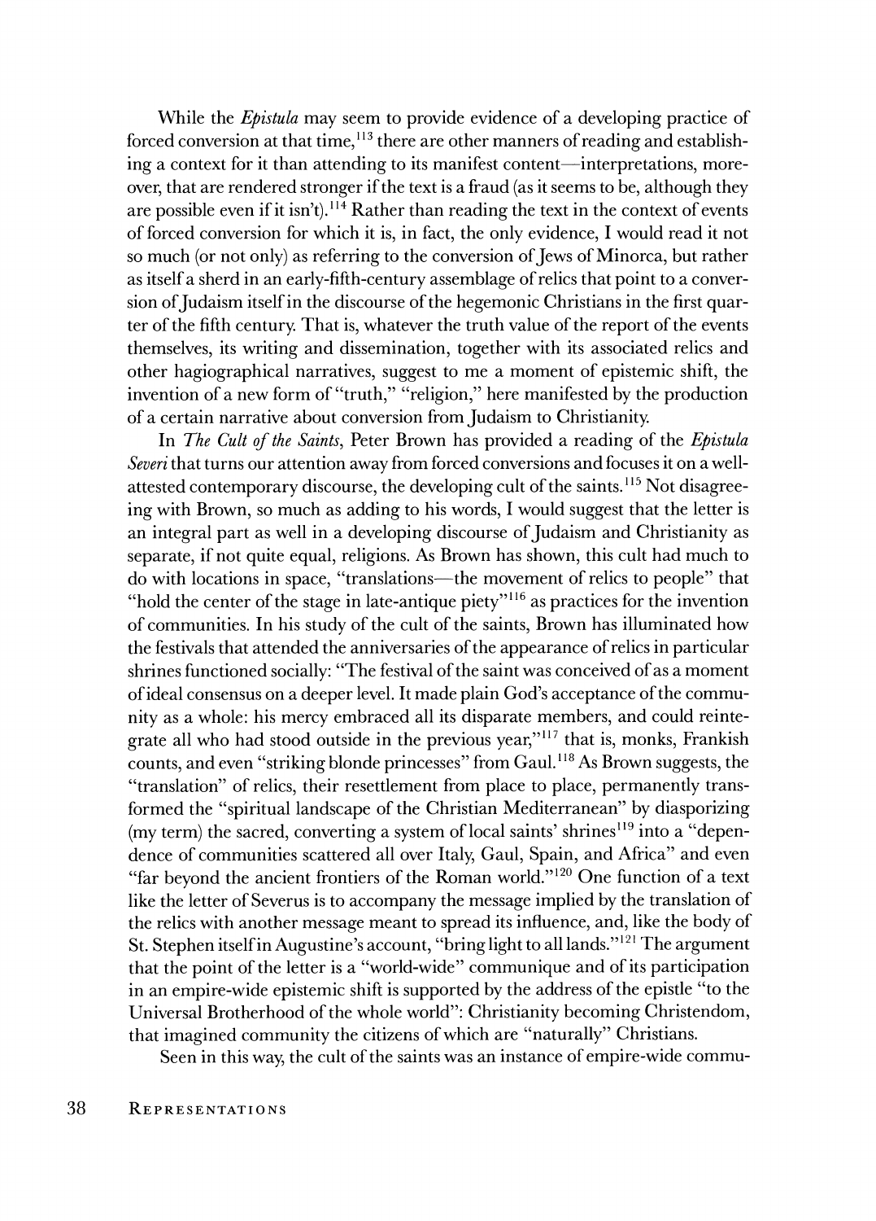While the *Epistula* may seem to provide evidence of a developing practice of forced conversion at that time,[113] there are other manners of reading and establishing a context for it than attending to its manifest content—interpretations, moreover, that are rendered stronger if the text is a fraud (as it seems to be, although they are possible even if it isn't).[114] Rather than reading the text in the context of events of forced conversion for which it is, in fact, the only evidence, I would read it not so much (or not only) as referring to the conversion of Jews of Minorca, but rather as itself a sherd in an early-fifth-century assemblage of relics that point to a conversion of Judaism itself in the discourse of the hegemonic Christians in the first quarter of the fifth century. That is, whatever the truth value of the report of the events themselves, its writing and dissemination, together with its associated relics and other hagiographical narratives, suggest to me a moment of epistemic shift, the invention of a new form of "truth," "religion," here manifested by the production of a certain narrative about conversion from Judaism to Christianity.

In *The Cult of the Saints*, Peter Brown has provided a reading of the *Epistula Severi* that turns our attention away from forced conversions and focuses it on a well-attested contemporary discourse, the developing cult of the saints.[115] Not disagreeing with Brown, so much as adding to his words, I would suggest that the letter is an integral part as well in a developing discourse of Judaism and Christianity as separate, if not quite equal, religions. As Brown has shown, this cult had much to do with locations in space, "translations—the movement of relics to people" that "hold the center of the stage in late-antique piety"[116] as practices for the invention of communities. In his study of the cult of the saints, Brown has illuminated how the festivals that attended the anniversaries of the appearance of relics in particular shrines functioned socially: "The festival of the saint was conceived of as a moment of ideal consensus on a deeper level. It made plain God's acceptance of the community as a whole: his mercy embraced all its disparate members, and could reintegrate all who had stood outside in the previous year,"[117] that is, monks, Frankish counts, and even "striking blonde princesses" from Gaul.[118] As Brown suggests, the "translation" of relics, their resettlement from place to place, permanently transformed the "spiritual landscape of the Christian Mediterranean" by diasporizing (my term) the sacred, converting a system of local saints' shrines[119] into a "dependence of communities scattered all over Italy, Gaul, Spain, and Africa" and even "far beyond the ancient frontiers of the Roman world."[120] One function of a text like the letter of Severus is to accompany the message implied by the translation of the relics with another message meant to spread its influence, and, like the body of St. Stephen itself in Augustine's account, "bring light to all lands."[121] The argument that the point of the letter is a "world-wide" communique and of its participation in an empire-wide epistemic shift is supported by the address of the epistle "to the Universal Brotherhood of the whole world": Christianity becoming Christendom, that imagined community the citizens of which are "naturally" Christians.

Seen in this way, the cult of the saints was an instance of empire-wide commu-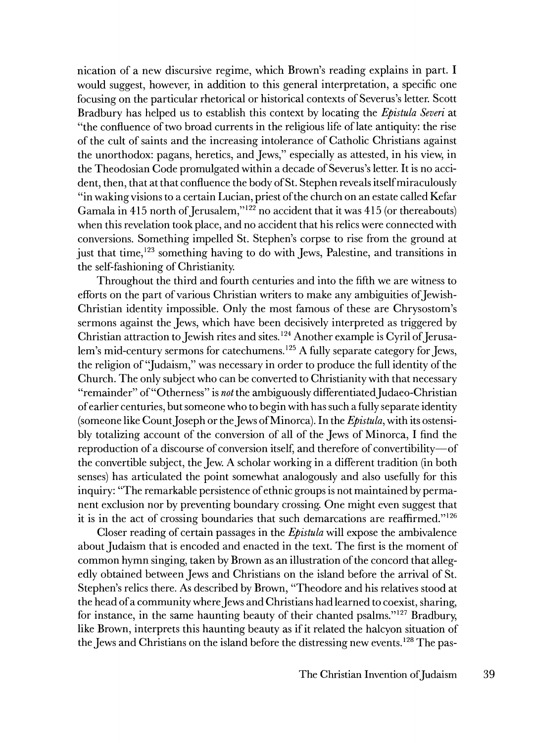nication of a new discursive regime, which Brown's reading explains in part. I would suggest, however, in addition to this general interpretation, a specific one focusing on the particular rhetorical or historical contexts of Severus's letter. Scott Bradbury has helped us to establish this context by locating the *Epistula Severi* at "the confluence of two broad currents in the religious life of late antiquity: the rise of the cult of saints and the increasing intolerance of Catholic Christians against the unorthodox: pagans, heretics, and Jews," especially as attested, in his view, in the Theodosian Code promulgated within a decade of Severus's letter. It is no accident, then, that at that confluence the body of St. Stephen reveals itself miraculously "in waking visions to a certain Lucian, priest of the church on an estate called Kefar Gamala in 415 north of Jerusalem,"[122] no accident that it was 415 (or thereabouts) when this revelation took place, and no accident that his relics were connected with conversions. Something impelled St. Stephen's corpse to rise from the ground at just that time,[123] something having to do with Jews, Palestine, and transitions in the self-fashioning of Christianity.

Throughout the third and fourth centuries and into the fifth we are witness to efforts on the part of various Christian writers to make any ambiguities of Jewish-Christian identity impossible. Only the most famous of these are Chrysostom's sermons against the Jews, which have been decisively interpreted as triggered by Christian attraction to Jewish rites and sites.[124] Another example is Cyril of Jerusalem's mid-century sermons for catechumens.[125] A fully separate category for Jews, the religion of "Judaism," was necessary in order to produce the full identity of the Church. The only subject who can be converted to Christianity with that necessary "remainder" of "Otherness" is *not* the ambiguously differentiated Judaeo-Christian of earlier centuries, but someone who to begin with has such a fully separate identity (someone like Count Joseph or the Jews of Minorca). In the *Epistula*, with its ostensibly totalizing account of the conversion of all of the Jews of Minorca, I find the reproduction of a discourse of conversion itself, and therefore of convertibility—of the convertible subject, the Jew. A scholar working in a different tradition (in both senses) has articulated the point somewhat analogously and also usefully for this inquiry: "The remarkable persistence of ethnic groups is not maintained by permanent exclusion nor by preventing boundary crossing. One might even suggest that it is in the act of crossing boundaries that such demarcations are reaffirmed."[126]

Closer reading of certain passages in the *Epistula* will expose the ambivalence about Judaism that is encoded and enacted in the text. The first is the moment of common hymn singing, taken by Brown as an illustration of the concord that allegedly obtained between Jews and Christians on the island before the arrival of St. Stephen's relics there. As described by Brown, "Theodore and his relatives stood at the head of a community where Jews and Christians had learned to coexist, sharing, for instance, in the same haunting beauty of their chanted psalms."[127] Bradbury, like Brown, interprets this haunting beauty as if it related the halcyon situation of the Jews and Christians on the island before the distressing new events.[128] The pas-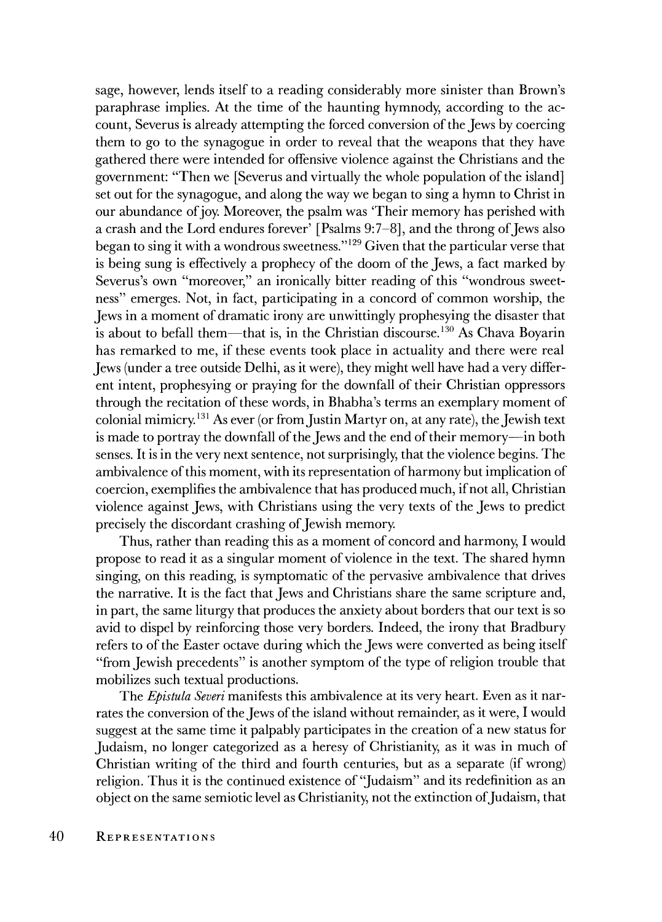sage, however, lends itself to a reading considerably more sinister than Brown's paraphrase implies. At the time of the haunting hymnody, according to the account, Severus is already attempting the forced conversion of the Jews by coercing them to go to the synagogue in order to reveal that the weapons that they have gathered there were intended for offensive violence against the Christians and the government: "Then we [Severus and virtually the whole population of the island] set out for the synagogue, and along the way we began to sing a hymn to Christ in our abundance of joy. Moreover, the psalm was 'Their memory has perished with a crash and the Lord endures forever' [Psalms 9:7–8], and the throng of Jews also began to sing it with a wondrous sweetness."[129] Given that the particular verse that is being sung is effectively a prophecy of the doom of the Jews, a fact marked by Severus's own "moreover," an ironically bitter reading of this "wondrous sweetness" emerges. Not, in fact, participating in a concord of common worship, the Jews in a moment of dramatic irony are unwittingly prophesying the disaster that is about to befall them—that is, in the Christian discourse.[130] As Chava Boyarin has remarked to me, if these events took place in actuality and there were real Jews (under a tree outside Delhi, as it were), they might well have had a very different intent, prophesying or praying for the downfall of their Christian oppressors through the recitation of these words, in Bhabha's terms an exemplary moment of colonial mimicry.[131] As ever (or from Justin Martyr on, at any rate), the Jewish text is made to portray the downfall of the Jews and the end of their memory—in both senses. It is in the very next sentence, not surprisingly, that the violence begins. The ambivalence of this moment, with its representation of harmony but implication of coercion, exemplifies the ambivalence that has produced much, if not all, Christian violence against Jews, with Christians using the very texts of the Jews to predict precisely the discordant crashing of Jewish memory.

Thus, rather than reading this as a moment of concord and harmony, I would propose to read it as a singular moment of violence in the text. The shared hymn singing, on this reading, is symptomatic of the pervasive ambivalence that drives the narrative. It is the fact that Jews and Christians share the same scripture and, in part, the same liturgy that produces the anxiety about borders that our text is so avid to dispel by reinforcing those very borders. Indeed, the irony that Bradbury refers to of the Easter octave during which the Jews were converted as being itself "from Jewish precedents" is another symptom of the type of religion trouble that mobilizes such textual productions.

The *Epistula Severi* manifests this ambivalence at its very heart. Even as it narrates the conversion of the Jews of the island without remainder, as it were, I would suggest at the same time it palpably participates in the creation of a new status for Judaism, no longer categorized as a heresy of Christianity, as it was in much of Christian writing of the third and fourth centuries, but as a separate (if wrong) religion. Thus it is the continued existence of "Judaism" and its redefinition as an object on the same semiotic level as Christianity, not the extinction of Judaism, that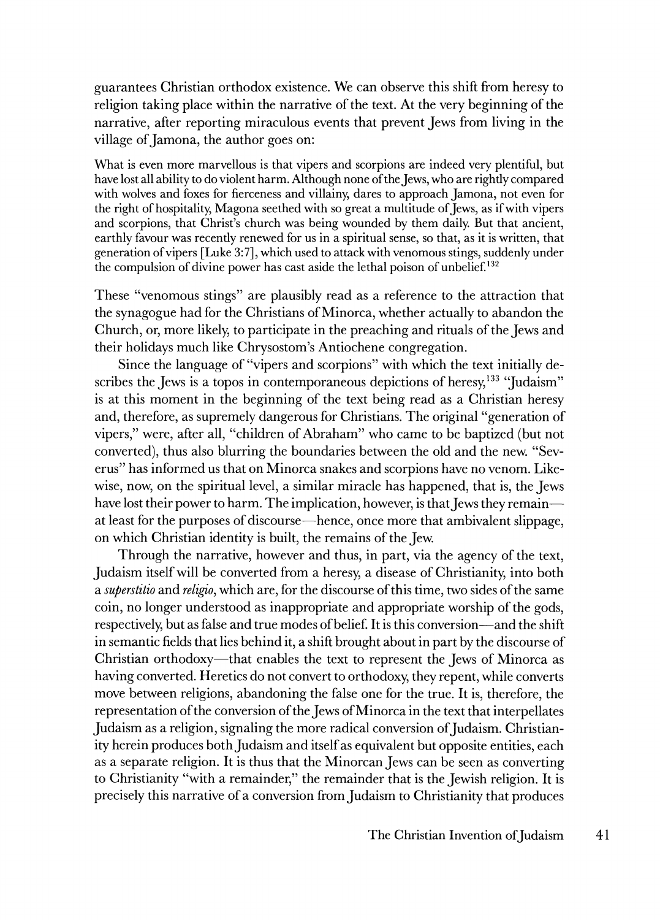guarantees Christian orthodox existence. We can observe this shift from heresy to religion taking place within the narrative of the text. At the very beginning of the narrative, after reporting miraculous events that prevent Jews from living in the village of Jamona, the author goes on:

> What is even more marvellous is that vipers and scorpions are indeed very plentiful, but have lost all ability to do violent harm. Although none of the Jews, who are rightly compared with wolves and foxes for fierceness and villainy, dares to approach Jamona, not even for the right of hospitality, Magona seethed with so great a multitude of Jews, as if with vipers and scorpions, that Christ's church was being wounded by them daily. But that ancient, earthly favour was recently renewed for us in a spiritual sense, so that, as it is written, that generation of vipers [Luke 3:7], which used to attack with venomous stings, suddenly under the compulsion of divine power has cast aside the lethal poison of unbelief.[132]

These "venomous stings" are plausibly read as a reference to the attraction that the synagogue had for the Christians of Minorca, whether actually to abandon the Church, or, more likely, to participate in the preaching and rituals of the Jews and their holidays much like Chrysostom's Antiochene congregation.

Since the language of "vipers and scorpions" with which the text initially describes the Jews is a topos in contemporaneous depictions of heresy,[133] "Judaism" is at this moment in the beginning of the text being read as a Christian heresy and, therefore, as supremely dangerous for Christians. The original "generation of vipers," were, after all, "children of Abraham" who came to be baptized (but not converted), thus also blurring the boundaries between the old and the new. "Severus" has informed us that on Minorca snakes and scorpions have no venom. Likewise, now, on the spiritual level, a similar miracle has happened, that is, the Jews have lost their power to harm. The implication, however, is that Jews they remain—at least for the purposes of discourse—hence, once more that ambivalent slippage, on which Christian identity is built, the remains of the Jew.

Through the narrative, however and thus, in part, via the agency of the text, Judaism itself will be converted from a heresy, a disease of Christianity, into both a *superstitio* and *religio*, which are, for the discourse of this time, two sides of the same coin, no longer understood as inappropriate and appropriate worship of the gods, respectively, but as false and true modes of belief. It is this conversion—and the shift in semantic fields that lies behind it, a shift brought about in part by the discourse of Christian orthodoxy—that enables the text to represent the Jews of Minorca as having converted. Heretics do not convert to orthodoxy, they repent, while converts move between religions, abandoning the false one for the true. It is, therefore, the representation of the conversion of the Jews of Minorca in the text that interpellates Judaism as a religion, signaling the more radical conversion of Judaism. Christianity herein produces both Judaism and itself as equivalent but opposite entities, each as a separate religion. It is thus that the Minorcan Jews can be seen as converting to Christianity "with a remainder," the remainder that is the Jewish religion. It is precisely this narrative of a conversion from Judaism to Christianity that produces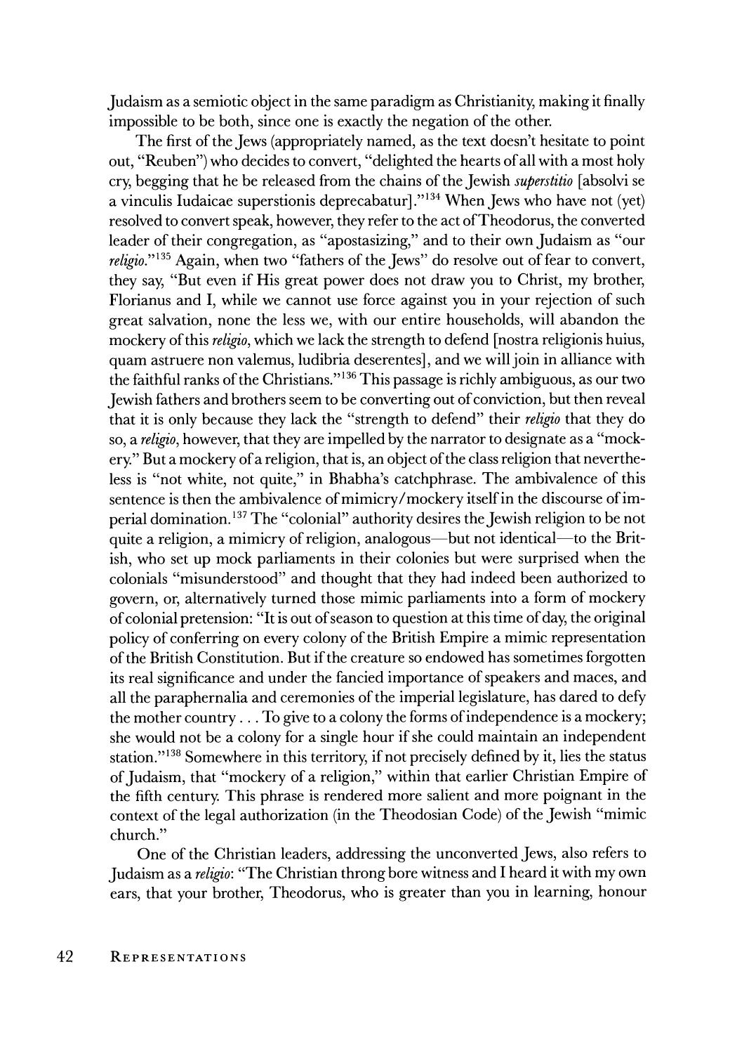Judaism as a semiotic object in the same paradigm as Christianity, making it finally impossible to be both, since one is exactly the negation of the other.

The first of the Jews (appropriately named, as the text doesn't hesitate to point out, "Reuben") who decides to convert, "delighted the hearts of all with a most holy cry, begging that he be released from the chains of the Jewish *superstitio* [absolvi se a vinculis Iudaicae superstionis deprecabatur]."[134] When Jews who have not (yet) resolved to convert speak, however, they refer to the act of Theodorus, the converted leader of their congregation, as "apostasizing," and to their own Judaism as "our *religio*."[135] Again, when two "fathers of the Jews" do resolve out of fear to convert, they say, "But even if His great power does not draw you to Christ, my brother, Florianus and I, while we cannot use force against you in your rejection of such great salvation, none the less we, with our entire households, will abandon the mockery of this *religio*, which we lack the strength to defend [nostra religionis huius, quam astruere non valemus, ludibria deserentes], and we will join in alliance with the faithful ranks of the Christians."[136] This passage is richly ambiguous, as our two Jewish fathers and brothers seem to be converting out of conviction, but then reveal that it is only because they lack the "strength to defend" their *religio* that they do so, a *religio*, however, that they are impelled by the narrator to designate as a "mockery." But a mockery of a religion, that is, an object of the class religion that nevertheless is "not white, not quite," in Bhabha's catchphrase. The ambivalence of this sentence is then the ambivalence of mimicry/mockery itself in the discourse of imperial domination.[137] The "colonial" authority desires the Jewish religion to be not quite a religion, a mimicry of religion, analogous—but not identical—to the British, who set up mock parliaments in their colonies but were surprised when the colonials "misunderstood" and thought that they had indeed been authorized to govern, or, alternatively turned those mimic parliaments into a form of mockery of colonial pretension: "It is out of season to question at this time of day, the original policy of conferring on every colony of the British Empire a mimic representation of the British Constitution. But if the creature so endowed has sometimes forgotten its real significance and under the fancied importance of speakers and maces, and all the paraphernalia and ceremonies of the imperial legislature, has dared to defy the mother country . . . To give to a colony the forms of independence is a mockery; she would not be a colony for a single hour if she could maintain an independent station."[138] Somewhere in this territory, if not precisely defined by it, lies the status of Judaism, that "mockery of a religion," within that earlier Christian Empire of the fifth century. This phrase is rendered more salient and more poignant in the context of the legal authorization (in the Theodosian Code) of the Jewish "mimic church."

One of the Christian leaders, addressing the unconverted Jews, also refers to Judaism as a *religio*: "The Christian throng bore witness and I heard it with my own ears, that your brother, Theodorus, who is greater than you in learning, honour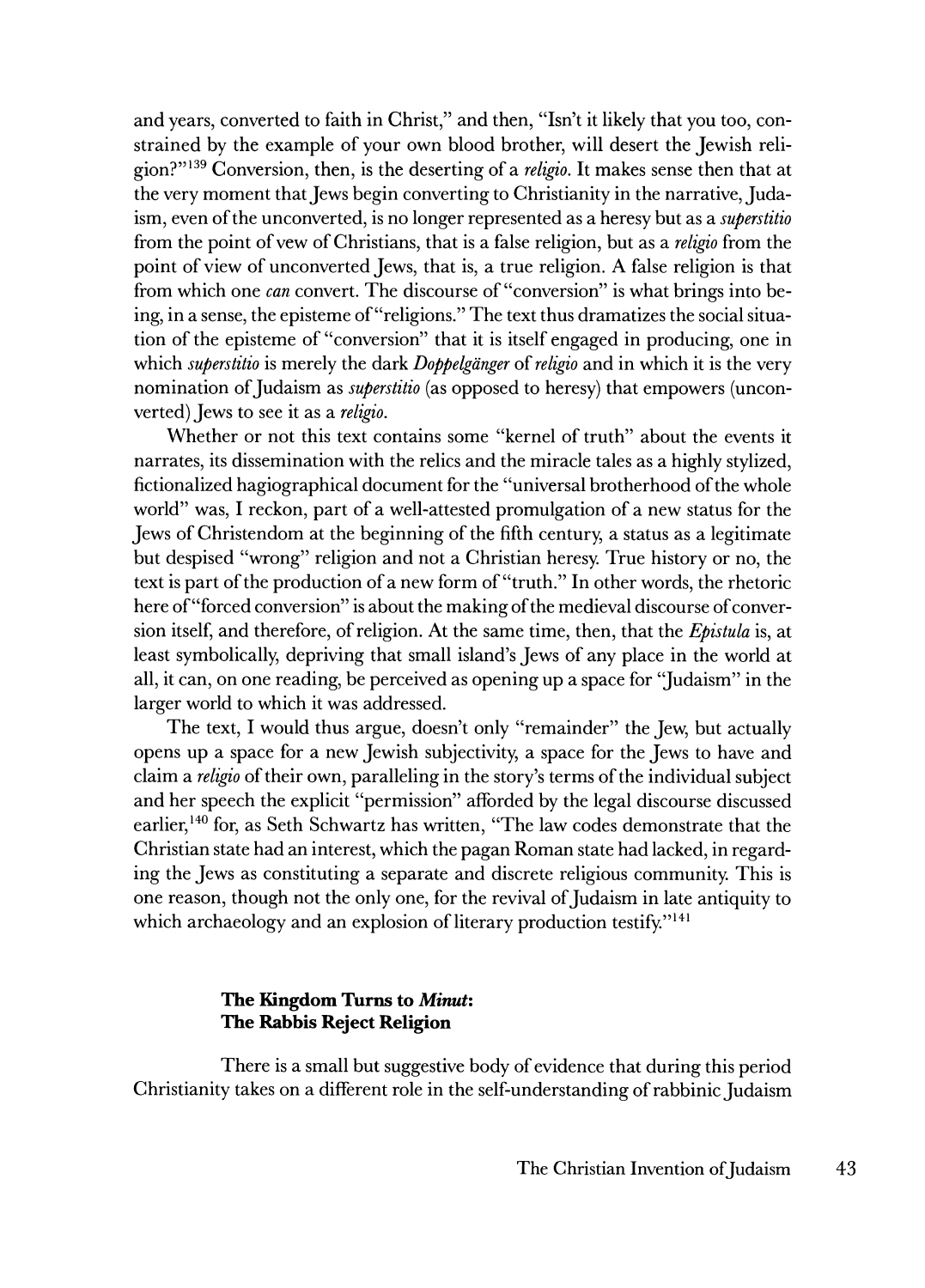and years, converted to faith in Christ," and then, "Isn't it likely that you too, constrained by the example of your own blood brother, will desert the Jewish religion?"[139] Conversion, then, is the deserting of a *religio*. It makes sense then that at the very moment that Jews begin converting to Christianity in the narrative, Judaism, even of the unconverted, is no longer represented as a heresy but as a *superstitio* from the point of vew of Christians, that is a false religion, but as a *religio* from the point of view of unconverted Jews, that is, a true religion. A false religion is that from which one *can* convert. The discourse of "conversion" is what brings into being, in a sense, the episteme of "religions." The text thus dramatizes the social situation of the episteme of "conversion" that it is itself engaged in producing, one in which *superstitio* is merely the dark *Doppelgänger* of *religio* and in which it is the very nomination of Judaism as *superstitio* (as opposed to heresy) that empowers (unconverted) Jews to see it as a *religio*.

Whether or not this text contains some "kernel of truth" about the events it narrates, its dissemination with the relics and the miracle tales as a highly stylized, fictionalized hagiographical document for the "universal brotherhood of the whole world" was, I reckon, part of a well-attested promulgation of a new status for the Jews of Christendom at the beginning of the fifth century, a status as a legitimate but despised "wrong" religion and not a Christian heresy. True history or no, the text is part of the production of a new form of "truth." In other words, the rhetoric here of "forced conversion" is about the making of the medieval discourse of conversion itself, and therefore, of religion. At the same time, then, that the *Epistula* is, at least symbolically, depriving that small island's Jews of any place in the world at all, it can, on one reading, be perceived as opening up a space for "Judaism" in the larger world to which it was addressed.

The text, I would thus argue, doesn't only "remainder" the Jew, but actually opens up a space for a new Jewish subjectivity, a space for the Jews to have and claim a *religio* of their own, paralleling in the story's terms of the individual subject and her speech the explicit "permission" afforded by the legal discourse discussed earlier,[140] for, as Seth Schwartz has written, "The law codes demonstrate that the Christian state had an interest, which the pagan Roman state had lacked, in regarding the Jews as constituting a separate and discrete religious community. This is one reason, though not the only one, for the revival of Judaism in late antiquity to which archaeology and an explosion of literary production testify."[141]

### The Kingdom Turns to *Minut*: The Rabbis Reject Religion

There is a small but suggestive body of evidence that during this period Christianity takes on a different role in the self-understanding of rabbinic Judaism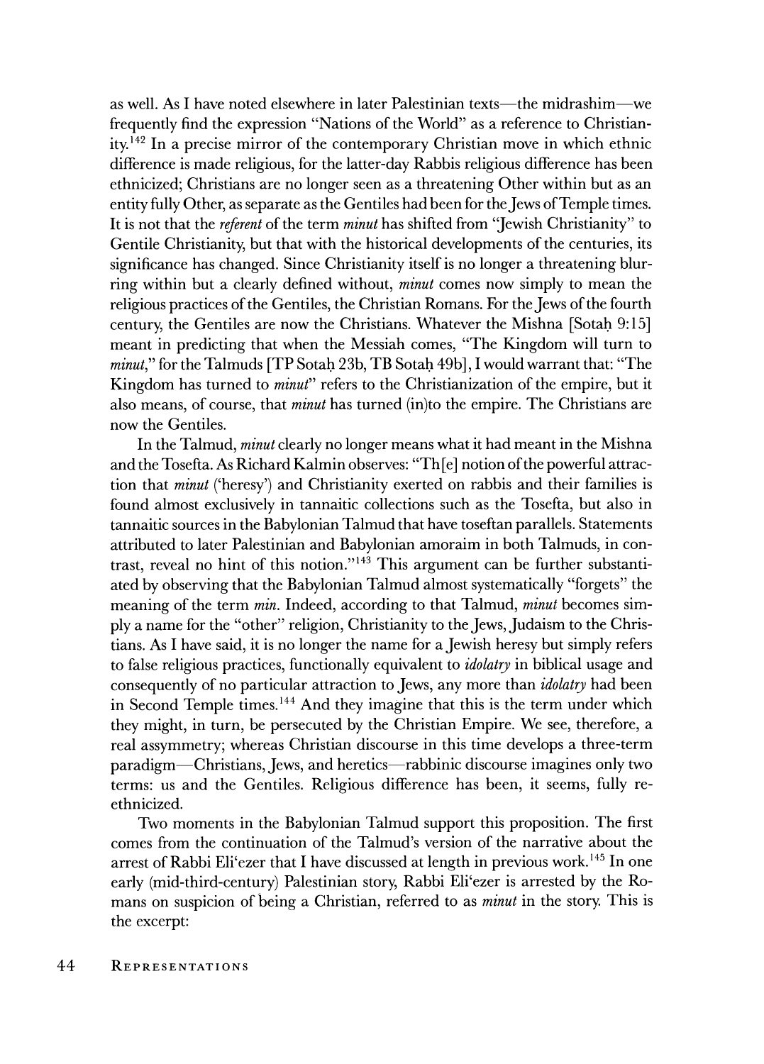as well. As I have noted elsewhere in later Palestinian texts—the midrashim—we frequently find the expression "Nations of the World" as a reference to Christianity.[142] In a precise mirror of the contemporary Christian move in which ethnic difference is made religious, for the latter-day Rabbis religious difference has been ethnicized; Christians are no longer seen as a threatening Other within but as an entity fully Other, as separate as the Gentiles had been for the Jews of Temple times. It is not that the *referent* of the term *minut* has shifted from "Jewish Christianity" to Gentile Christianity, but that with the historical developments of the centuries, its significance has changed. Since Christianity itself is no longer a threatening blurring within but a clearly defined without, *minut* comes now simply to mean the religious practices of the Gentiles, the Christian Romans. For the Jews of the fourth century, the Gentiles are now the Christians. Whatever the Mishna [Sotaḥ 9:15] meant in predicting that when the Messiah comes, "The Kingdom will turn to *minut*," for the Talmuds [TP Sotaḥ 23b, TB Sotaḥ 49b], I would warrant that: "The Kingdom has turned to *minut*" refers to the Christianization of the empire, but it also means, of course, that *minut* has turned (in)to the empire. The Christians are now the Gentiles.

In the Talmud, *minut* clearly no longer means what it had meant in the Mishna and the Tosefta. As Richard Kalmin observes: "Th[e] notion of the powerful attraction that *minut* ('heresy') and Christianity exerted on rabbis and their families is found almost exclusively in tannaitic collections such as the Tosefta, but also in tannaitic sources in the Babylonian Talmud that have toseftan parallels. Statements attributed to later Palestinian and Babylonian amoraim in both Talmuds, in contrast, reveal no hint of this notion."[143] This argument can be further substantiated by observing that the Babylonian Talmud almost systematically "forgets" the meaning of the term *min*. Indeed, according to that Talmud, *minut* becomes simply a name for the "other" religion, Christianity to the Jews, Judaism to the Christians. As I have said, it is no longer the name for a Jewish heresy but simply refers to false religious practices, functionally equivalent to *idolatry* in biblical usage and consequently of no particular attraction to Jews, any more than *idolatry* had been in Second Temple times.[144] And they imagine that this is the term under which they might, in turn, be persecuted by the Christian Empire. We see, therefore, a real assymmetry; whereas Christian discourse in this time develops a three-term paradigm—Christians, Jews, and heretics—rabbinic discourse imagines only two terms: us and the Gentiles. Religious difference has been, it seems, fully re-ethnicized.

Two moments in the Babylonian Talmud support this proposition. The first comes from the continuation of the Talmud's version of the narrative about the arrest of Rabbi Eli'ezer that I have discussed at length in previous work.[145] In one early (mid-third-century) Palestinian story, Rabbi Eli'ezer is arrested by the Romans on suspicion of being a Christian, referred to as *minut* in the story. This is the excerpt: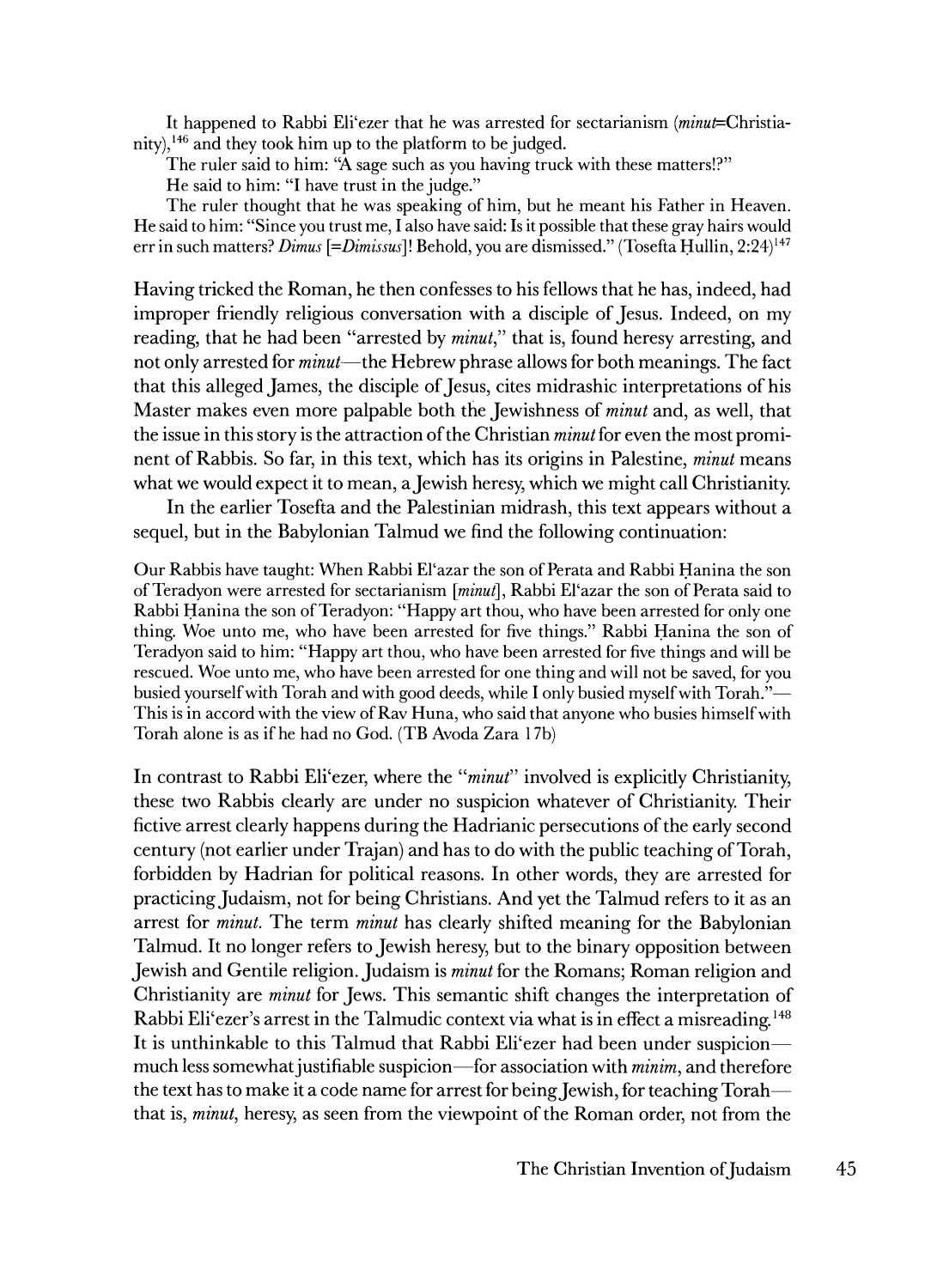It happened to Rabbi Eli'ezer that he was arrested for sectarianism (*minut*=Christianity),[146] and they took him up to the platform to be judged.

The ruler said to him: "A sage such as you having truck with these matters!?"

He said to him: "I have trust in the judge."

The ruler thought that he was speaking of him, but he meant his Father in Heaven. He said to him: "Since you trust me, I also have said: Is it possible that these gray hairs would err in such matters? *Dimus* [=*Dimissus*]! Behold, you are dismissed." (Tosefta Ḥullin, 2:24)[147]

Having tricked the Roman, he then confesses to his fellows that he has, indeed, had improper friendly religious conversation with a disciple of Jesus. Indeed, on my reading, that he had been "arrested by *minut*," that is, found heresy arresting, and not only arrested for *minut*—the Hebrew phrase allows for both meanings. The fact that this alleged James, the disciple of Jesus, cites midrashic interpretations of his Master makes even more palpable both the Jewishness of *minut* and, as well, that the issue in this story is the attraction of the Christian *minut* for even the most prominent of Rabbis. So far, in this text, which has its origins in Palestine, *minut* means what we would expect it to mean, a Jewish heresy, which we might call Christianity.

In the earlier Tosefta and the Palestinian midrash, this text appears without a sequel, but in the Babylonian Talmud we find the following continuation:

> Our Rabbis have taught: When Rabbi El'azar the son of Perata and Rabbi Ḥanina the son of Teradyon were arrested for sectarianism [*minut*], Rabbi El'azar the son of Perata said to Rabbi Ḥanina the son of Teradyon: "Happy art thou, who have been arrested for only one thing. Woe unto me, who have been arrested for five things." Rabbi Ḥanina the son of Teradyon said to him: "Happy art thou, who have been arrested for five things and will be rescued. Woe unto me, who have been arrested for one thing and will not be saved, for you busied yourself with Torah and with good deeds, while I only busied myself with Torah."—This is in accord with the view of Rav Huna, who said that anyone who busies himself with Torah alone is as if he had no God. (TB Avoda Zara 17b)

In contrast to Rabbi Eli'ezer, where the "*minut*" involved is explicitly Christianity, these two Rabbis clearly are under no suspicion whatever of Christianity. Their fictive arrest clearly happens during the Hadrianic persecutions of the early second century (not earlier under Trajan) and has to do with the public teaching of Torah, forbidden by Hadrian for political reasons. In other words, they are arrested for practicing Judaism, not for being Christians. And yet the Talmud refers to it as an arrest for *minut*. The term *minut* has clearly shifted meaning for the Babylonian Talmud. It no longer refers to Jewish heresy, but to the binary opposition between Jewish and Gentile religion. Judaism is *minut* for the Romans; Roman religion and Christianity are *minut* for Jews. This semantic shift changes the interpretation of Rabbi Eli'ezer's arrest in the Talmudic context via what is in effect a misreading.[148] It is unthinkable to this Talmud that Rabbi Eli'ezer had been under suspicion—much less somewhat justifiable suspicion—for association with *minim*, and therefore the text has to make it a code name for arrest for being Jewish, for teaching Torah—that is, *minut*, heresy, as seen from the viewpoint of the Roman order, not from the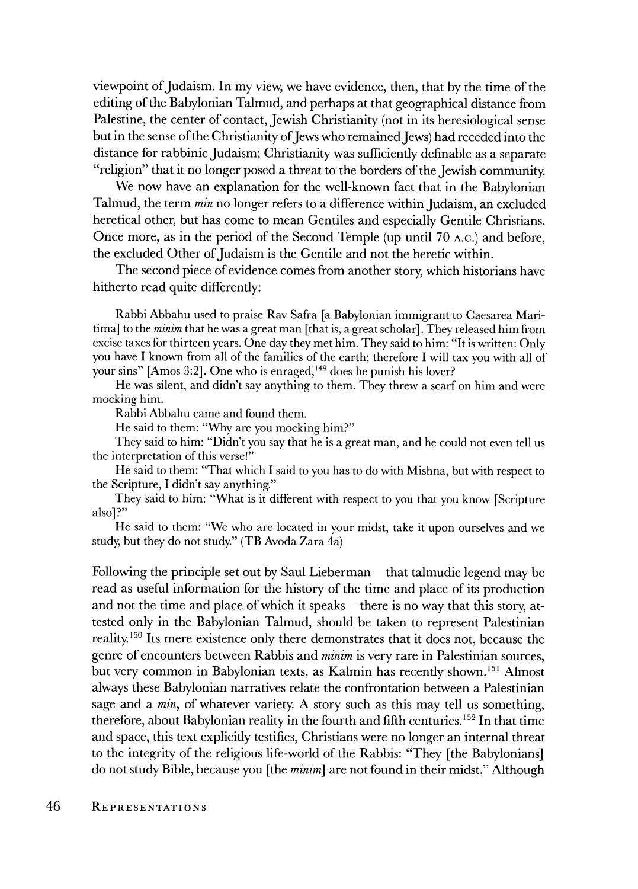viewpoint of Judaism. In my view, we have evidence, then, that by the time of the editing of the Babylonian Talmud, and perhaps at that geographical distance from Palestine, the center of contact, Jewish Christianity (not in its heresiological sense but in the sense of the Christianity of Jews who remained Jews) had receded into the distance for rabbinic Judaism; Christianity was sufficiently definable as a separate "religion" that it no longer posed a threat to the borders of the Jewish community.

We now have an explanation for the well-known fact that in the Babylonian Talmud, the term *min* no longer refers to a difference within Judaism, an excluded heretical other, but has come to mean Gentiles and especially Gentile Christians. Once more, as in the period of the Second Temple (up until 70 A.C.) and before, the excluded Other of Judaism is the Gentile and not the heretic within.

The second piece of evidence comes from another story, which historians have hitherto read quite differently:

> Rabbi Abbahu used to praise Rav Safra [a Babylonian immigrant to Caesarea Maritima] to the *minim* that he was a great man [that is, a great scholar]. They released him from excise taxes for thirteen years. One day they met him. They said to him: "It is written: Only you have I known from all of the families of the earth; therefore I will tax you with all of your sins" [Amos 3:2]. One who is enraged,[149] does he punish his lover?
>
> He was silent, and didn't say anything to them. They threw a scarf on him and were mocking him.
>
> Rabbi Abbahu came and found them.
>
> He said to them: "Why are you mocking him?"
>
> They said to him: "Didn't you say that he is a great man, and he could not even tell us the interpretation of this verse!"
>
> He said to them: "That which I said to you has to do with Mishna, but with respect to the Scripture, I didn't say anything."
>
> They said to him: "What is it different with respect to you that you know [Scripture also]?"
>
> He said to them: "We who are located in your midst, take it upon ourselves and we study, but they do not study." (TB Avoda Zara 4a)

Following the principle set out by Saul Lieberman—that talmudic legend may be read as useful information for the history of the time and place of its production and not the time and place of which it speaks—there is no way that this story, attested only in the Babylonian Talmud, should be taken to represent Palestinian reality.[150] Its mere existence only there demonstrates that it does not, because the genre of encounters between Rabbis and *minim* is very rare in Palestinian sources, but very common in Babylonian texts, as Kalmin has recently shown.[151] Almost always these Babylonian narratives relate the confrontation between a Palestinian sage and a *min*, of whatever variety. A story such as this may tell us something, therefore, about Babylonian reality in the fourth and fifth centuries.[152] In that time and space, this text explicitly testifies, Christians were no longer an internal threat to the integrity of the religious life-world of the Rabbis: "They [the Babylonians] do not study Bible, because you [the *minim*] are not found in their midst." Although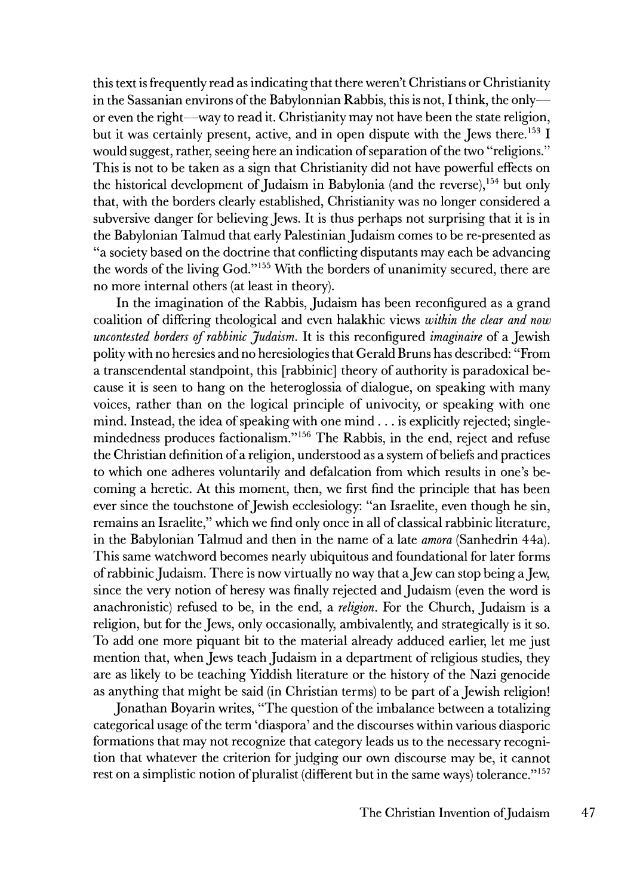this text is frequently read as indicating that there weren't Christians or Christianity in the Sassanian environs of the Babylonnian Rabbis, this is not, I think, the only—or even the right—way to read it. Christianity may not have been the state religion, but it was certainly present, active, and in open dispute with the Jews there.[153] I would suggest, rather, seeing here an indication of separation of the two "religions." This is not to be taken as a sign that Christianity did not have powerful effects on the historical development of Judaism in Babylonia (and the reverse),[154] but only that, with the borders clearly established, Christianity was no longer considered a subversive danger for believing Jews. It is thus perhaps not surprising that it is in the Babylonian Talmud that early Palestinian Judaism comes to be re-presented as "a society based on the doctrine that conflicting disputants may each be advancing the words of the living God."[155] With the borders of unanimity secured, there are no more internal others (at least in theory).

In the imagination of the Rabbis, Judaism has been reconfigured as a grand coalition of differing theological and even halakhic views *within the clear and now uncontested borders of rabbinic Judaism.* It is this reconfigured *imaginaire* of a Jewish polity with no heresies and no heresiologies that Gerald Bruns has described: "From a transcendental standpoint, this [rabbinic] theory of authority is paradoxical because it is seen to hang on the heteroglossia of dialogue, on speaking with many voices, rather than on the logical principle of univocity, or speaking with one mind. Instead, the idea of speaking with one mind . . . is explicitly rejected; single-mindedness produces factionalism."[156] The Rabbis, in the end, reject and refuse the Christian definition of a religion, understood as a system of beliefs and practices to which one adheres voluntarily and defalcation from which results in one's becoming a heretic. At this moment, then, we first find the principle that has been ever since the touchstone of Jewish ecclesiology: "an Israelite, even though he sin, remains an Israelite," which we find only once in all of classical rabbinic literature, in the Babylonian Talmud and then in the name of a late *amora* (Sanhedrin 44a). This same watchword becomes nearly ubiquitous and foundational for later forms of rabbinic Judaism. There is now virtually no way that a Jew can stop being a Jew, since the very notion of heresy was finally rejected and Judaism (even the word is anachronistic) refused to be, in the end, a *religion.* For the Church, Judaism is a religion, but for the Jews, only occasionally, ambivalently, and strategically is it so. To add one more piquant bit to the material already adduced earlier, let me just mention that, when Jews teach Judaism in a department of religious studies, they are as likely to be teaching Yiddish literature or the history of the Nazi genocide as anything that might be said (in Christian terms) to be part of a Jewish religion!

Jonathan Boyarin writes, "The question of the imbalance between a totalizing categorical usage of the term 'diaspora' and the discourses within various diasporic formations that may not recognize that category leads us to the necessary recognition that whatever the criterion for judging our own discourse may be, it cannot rest on a simplistic notion of pluralist (different but in the same ways) tolerance."[157]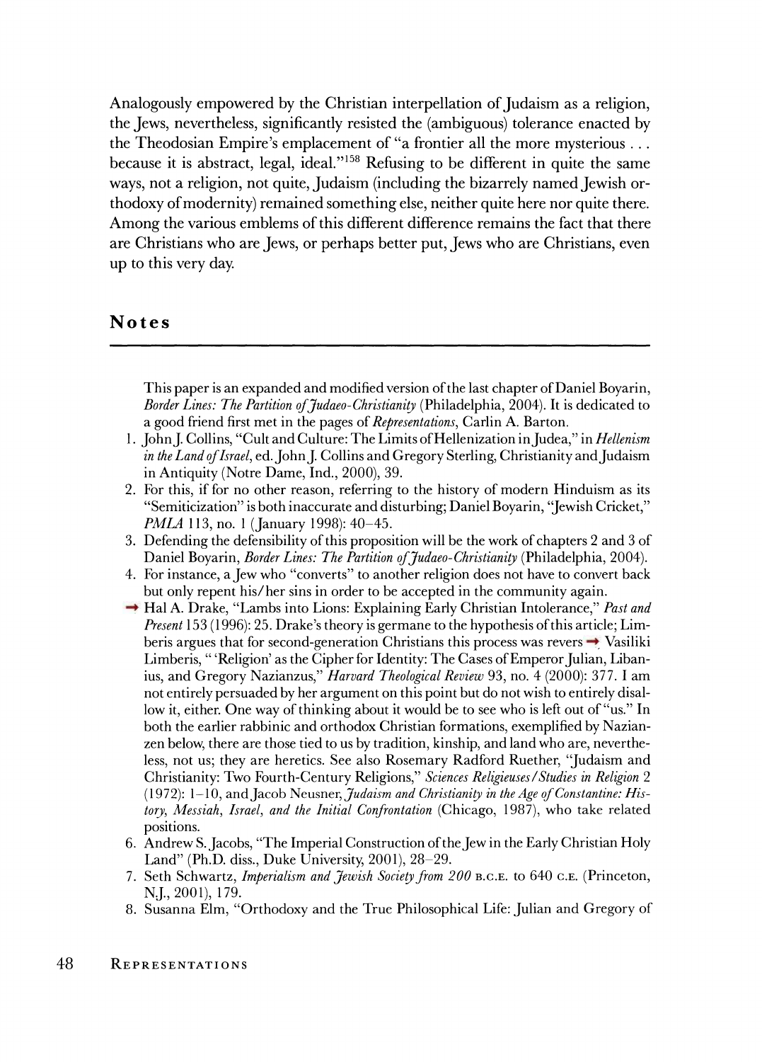Analogously empowered by the Christian interpellation of Judaism as a religion, the Jews, nevertheless, significantly resisted the (ambiguous) tolerance enacted by the Theodosian Empire's emplacement of "a frontier all the more mysterious . . . because it is abstract, legal, ideal."[158] Refusing to be different in quite the same ways, not a religion, not quite, Judaism (including the bizarrely named Jewish orthodoxy of modernity) remained something else, neither quite here nor quite there. Among the various emblems of this different difference remains the fact that there are Christians who are Jews, or perhaps better put, Jews who are Christians, even up to this very day.

## Notes

This paper is an expanded and modified version of the last chapter of Daniel Boyarin, *Border Lines: The Partition of Judaeo-Christianity* (Philadelphia, 2004). It is dedicated to a good friend first met in the pages of *Representations*, Carlin A. Barton.

1. John J. Collins, "Cult and Culture: The Limits of Hellenization in Judea," in *Hellenism in the Land of Israel*, ed. John J. Collins and Gregory Sterling, Christianity and Judaism in Antiquity (Notre Dame, Ind., 2000), 39.
2. For this, if for no other reason, referring to the history of modern Hinduism as its "Semiticization" is both inaccurate and disturbing; Daniel Boyarin, "Jewish Cricket," *PMLA* 113, no. 1 (January 1998): 40–45.
3. Defending the defensibility of this proposition will be the work of chapters 2 and 3 of Daniel Boyarin, *Border Lines: The Partition of Judaeo-Christianity* (Philadelphia, 2004).
4. For instance, a Jew who "converts" to another religion does not have to convert back but only repent his/her sins in order to be accepted in the community again.
5. Hal A. Drake, "Lambs into Lions: Explaining Early Christian Intolerance," *Past and Present* 153 (1996): 25. Drake's theory is germane to the hypothesis of this article; Limberis argues that for second-generation Christians this process was revers Vasiliki Limberis, "'Religion' as the Cipher for Identity: The Cases of Emperor Julian, Libanius, and Gregory Nazianzus," *Harvard Theological Review* 93, no. 4 (2000): 377. I am not entirely persuaded by her argument on this point but do not wish to entirely disallow it, either. One way of thinking about it would be to see who is left out of "us." In both the earlier rabbinic and orthodox Christian formations, exemplified by Nazianzen below, there are those tied to us by tradition, kinship, and land who are, nevertheless, not us; they are heretics. See also Rosemary Radford Ruether, "Judaism and Christianity: Two Fourth-Century Religions," *Sciences Religieuses/Studies in Religion* 2 (1972): 1–10, and Jacob Neusner, *Judaism and Christianity in the Age of Constantine: History, Messiah, Israel, and the Initial Confrontation* (Chicago, 1987), who take related positions.
6. Andrew S. Jacobs, "The Imperial Construction of the Jew in the Early Christian Holy Land" (Ph.D. diss., Duke University, 2001), 28–29.
7. Seth Schwartz, *Imperialism and Jewish Society from 200* B.C.E. to 640 C.E. (Princeton, N.J., 2001), 179.
8. Susanna Elm, "Orthodoxy and the True Philosophical Life: Julian and Gregory of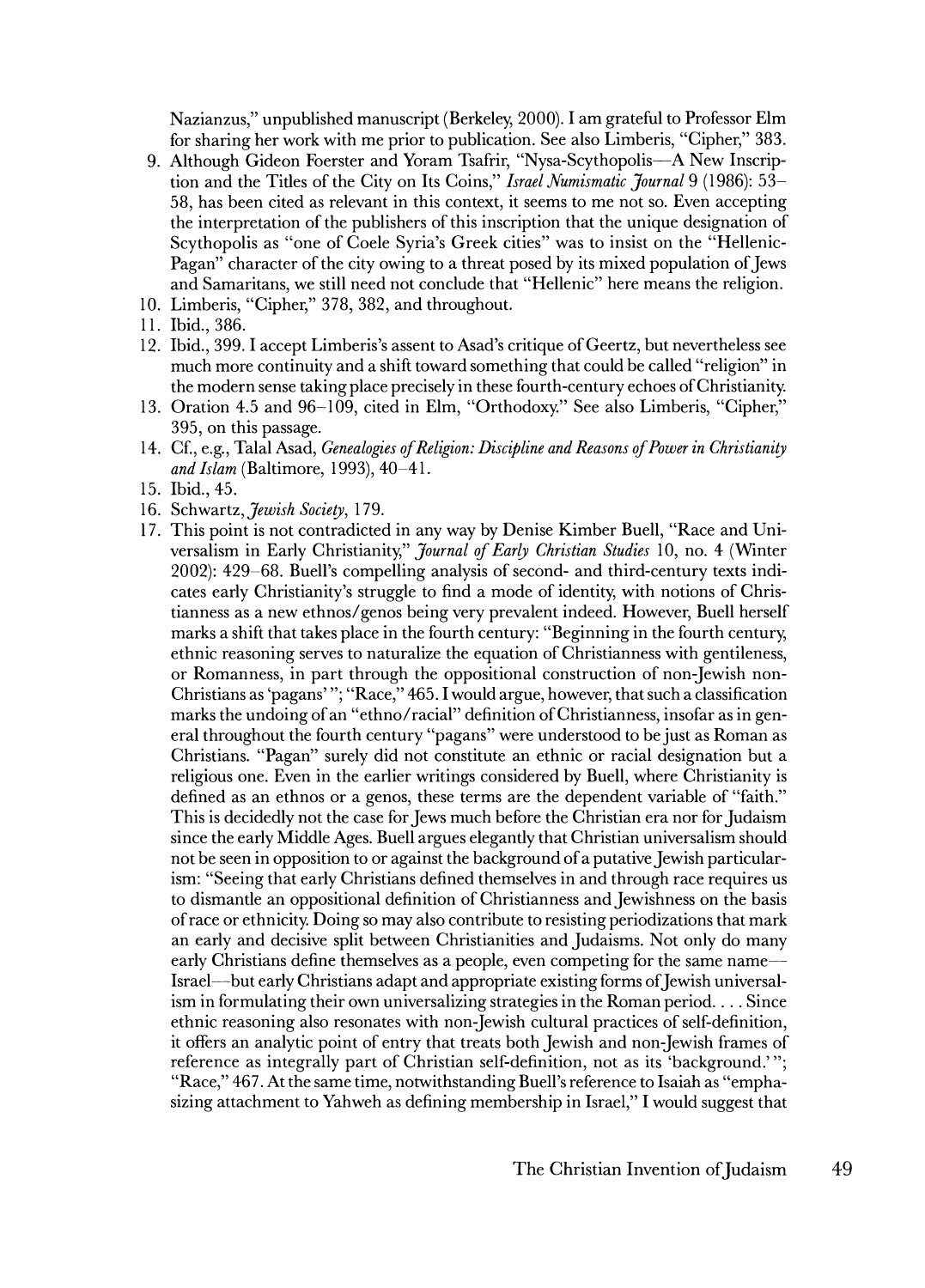Nazianzus," unpublished manuscript (Berkeley, 2000). I am grateful to Professor Elm for sharing her work with me prior to publication. See also Limberis, "Cipher," 383.

9. Although Gideon Foerster and Yoram Tsafrir, "Nysa-Scythopolis—A New Inscription and the Titles of the City on Its Coins," *Israel Numismatic Journal* 9 (1986): 53–58, has been cited as relevant in this context, it seems to me not so. Even accepting the interpretation of the publishers of this inscription that the unique designation of Scythopolis as "one of Coele Syria's Greek cities" was to insist on the "Hellenic-Pagan" character of the city owing to a threat posed by its mixed population of Jews and Samaritans, we still need not conclude that "Hellenic" here means the religion.
10. Limberis, "Cipher," 378, 382, and throughout.
11. Ibid., 386.
12. Ibid., 399. I accept Limberis's assent to Asad's critique of Geertz, but nevertheless see much more continuity and a shift toward something that could be called "religion" in the modern sense taking place precisely in these fourth-century echoes of Christianity.
13. Oration 4.5 and 96–109, cited in Elm, "Orthodoxy." See also Limberis, "Cipher," 395, on this passage.
14. Cf., e.g., Talal Asad, *Genealogies of Religion: Discipline and Reasons of Power in Christianity and Islam* (Baltimore, 1993), 40–41.
15. Ibid., 45.
16. Schwartz, *Jewish Society*, 179.
17. This point is not contradicted in any way by Denise Kimber Buell, "Race and Universalism in Early Christianity," *Journal of Early Christian Studies* 10, no. 4 (Winter 2002): 429–68. Buell's compelling analysis of second- and third-century texts indicates early Christianity's struggle to find a mode of identity, with notions of Christianness as a new ethnos/genos being very prevalent indeed. However, Buell herself marks a shift that takes place in the fourth century: "Beginning in the fourth century, ethnic reasoning serves to naturalize the equation of Christianness with gentileness, or Romanness, in part through the oppositional construction of non-Jewish non-Christians as 'pagans' "; "Race," 465. I would argue, however, that such a classification marks the undoing of an "ethno/racial" definition of Christianness, insofar as in general throughout the fourth century "pagans" were understood to be just as Roman as Christians. "Pagan" surely did not constitute an ethnic or racial designation but a religious one. Even in the earlier writings considered by Buell, where Christianity is defined as an ethnos or a genos, these terms are the dependent variable of "faith." This is decidedly not the case for Jews much before the Christian era nor for Judaism since the early Middle Ages. Buell argues elegantly that Christian universalism should not be seen in opposition to or against the background of a putative Jewish particularism: "Seeing that early Christians defined themselves in and through race requires us to dismantle an oppositional definition of Christianness and Jewishness on the basis of race or ethnicity. Doing so may also contribute to resisting periodizations that mark an early and decisive split between Christianities and Judaisms. Not only do many early Christians define themselves as a people, even competing for the same name—Israel—but early Christians adapt and appropriate existing forms of Jewish universalism in formulating their own universalizing strategies in the Roman period. . . . Since ethnic reasoning also resonates with non-Jewish cultural practices of self-definition, it offers an analytic point of entry that treats both Jewish and non-Jewish frames of reference as integrally part of Christian self-definition, not as its 'background.' "; "Race," 467. At the same time, notwithstanding Buell's reference to Isaiah as "emphasizing attachment to Yahweh as defining membership in Israel," I would suggest that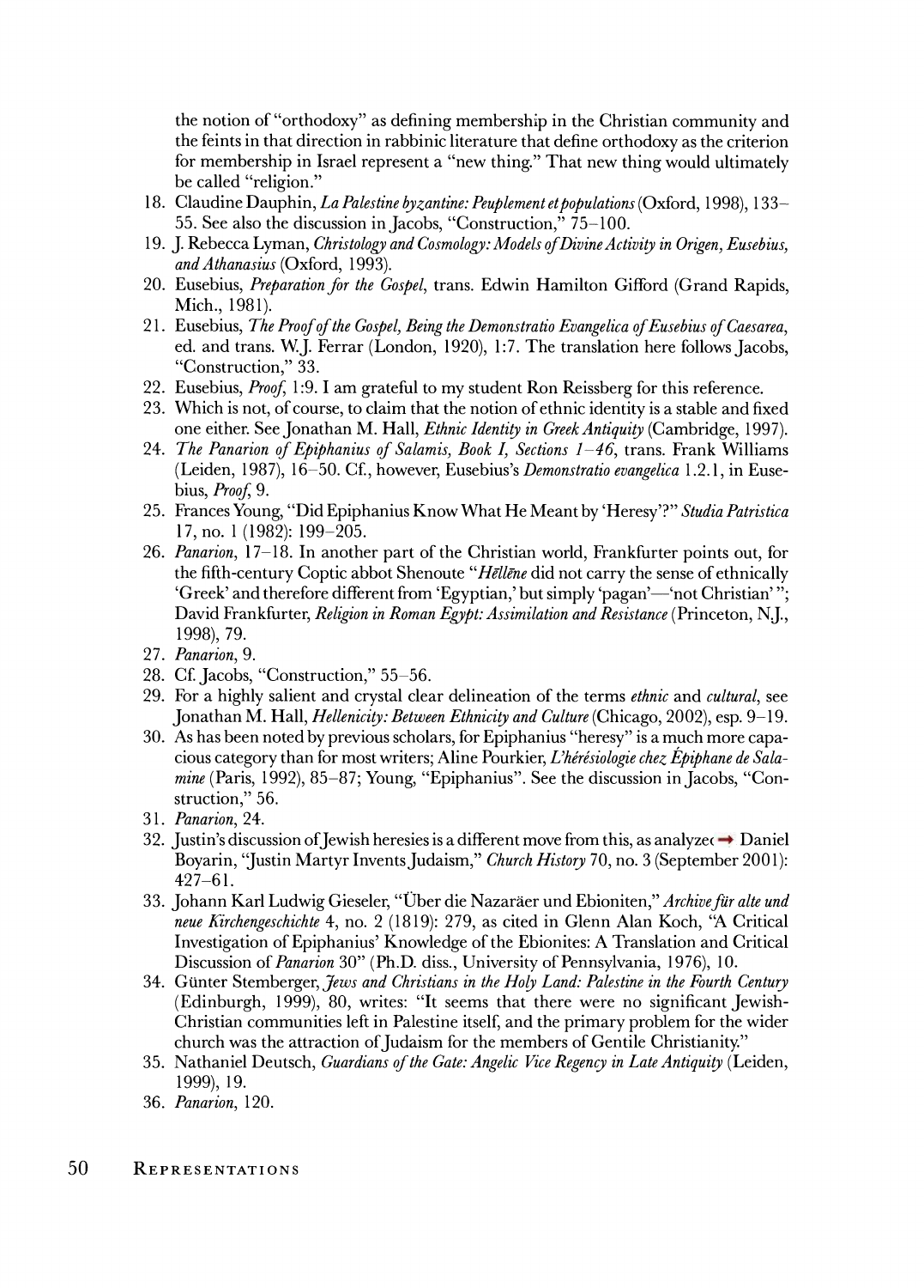the notion of "orthodoxy" as defining membership in the Christian community and the feints in that direction in rabbinic literature that define orthodoxy as the criterion for membership in Israel represent a "new thing." That new thing would ultimately be called "religion."

18. Claudine Dauphin, *La Palestine byzantine: Peuplement et populations* (Oxford, 1998), 133–55. See also the discussion in Jacobs, "Construction," 75–100.
19. J. Rebecca Lyman, *Christology and Cosmology: Models of Divine Activity in Origen, Eusebius, and Athanasius* (Oxford, 1993).
20. Eusebius, *Preparation for the Gospel*, trans. Edwin Hamilton Gifford (Grand Rapids, Mich., 1981).
21. Eusebius, *The Proof of the Gospel, Being the Demonstratio Evangelica of Eusebius of Caesarea*, ed. and trans. W.J. Ferrar (London, 1920), 1:7. The translation here follows Jacobs, "Construction," 33.
22. Eusebius, *Proof*, 1:9. I am grateful to my student Ron Reissberg for this reference.
23. Which is not, of course, to claim that the notion of ethnic identity is a stable and fixed one either. See Jonathan M. Hall, *Ethnic Identity in Greek Antiquity* (Cambridge, 1997).
24. *The Panarion of Epiphanius of Salamis, Book I, Sections 1–46*, trans. Frank Williams (Leiden, 1987), 16–50. Cf., however, Eusebius's *Demonstratio evangelica* 1.2.1, in Eusebius, *Proof*, 9.
25. Frances Young, "Did Epiphanius Know What He Meant by 'Heresy'?" *Studia Patristica* 17, no. 1 (1982): 199–205.
26. *Panarion*, 17–18. In another part of the Christian world, Frankfurter points out, for the fifth-century Coptic abbot Shenoute "*Hellēne* did not carry the sense of ethnically 'Greek' and therefore different from 'Egyptian,' but simply 'pagan'—'not Christian' "; David Frankfurter, *Religion in Roman Egypt: Assimilation and Resistance* (Princeton, N.J., 1998), 79.
27. *Panarion*, 9.
28. Cf. Jacobs, "Construction," 55–56.
29. For a highly salient and crystal clear delineation of the terms *ethnic* and *cultural*, see Jonathan M. Hall, *Hellenicity: Between Ethnicity and Culture* (Chicago, 2002), esp. 9–19.
30. As has been noted by previous scholars, for Epiphanius "heresy" is a much more capacious category than for most writers; Aline Pourkier, *L'hérésiologie chez Épiphane de Salamine* (Paris, 1992), 85–87; Young, "Epiphanius". See the discussion in Jacobs, "Construction," 56.
31. *Panarion*, 24.
32. Justin's discussion of Jewish heresies is a different move from this, as analyzed in Daniel Boyarin, "Justin Martyr Invents Judaism," *Church History* 70, no. 3 (September 2001): 427–61.
33. Johann Karl Ludwig Gieseler, "Über die Nazaräer und Ebioniten," *Archive für alte und neue Kirchengeschichte* 4, no. 2 (1819): 279, as cited in Glenn Alan Koch, "A Critical Investigation of Epiphanius' Knowledge of the Ebionites: A Translation and Critical Discussion of *Panarion* 30" (Ph.D. diss., University of Pennsylvania, 1976), 10.
34. Günter Stemberger, *Jews and Christians in the Holy Land: Palestine in the Fourth Century* (Edinburgh, 1999), 80, writes: "It seems that there were no significant Jewish-Christian communities left in Palestine itself, and the primary problem for the wider church was the attraction of Judaism for the members of Gentile Christianity."
35. Nathaniel Deutsch, *Guardians of the Gate: Angelic Vice Regency in Late Antiquity* (Leiden, 1999), 19.
36. *Panarion*, 120.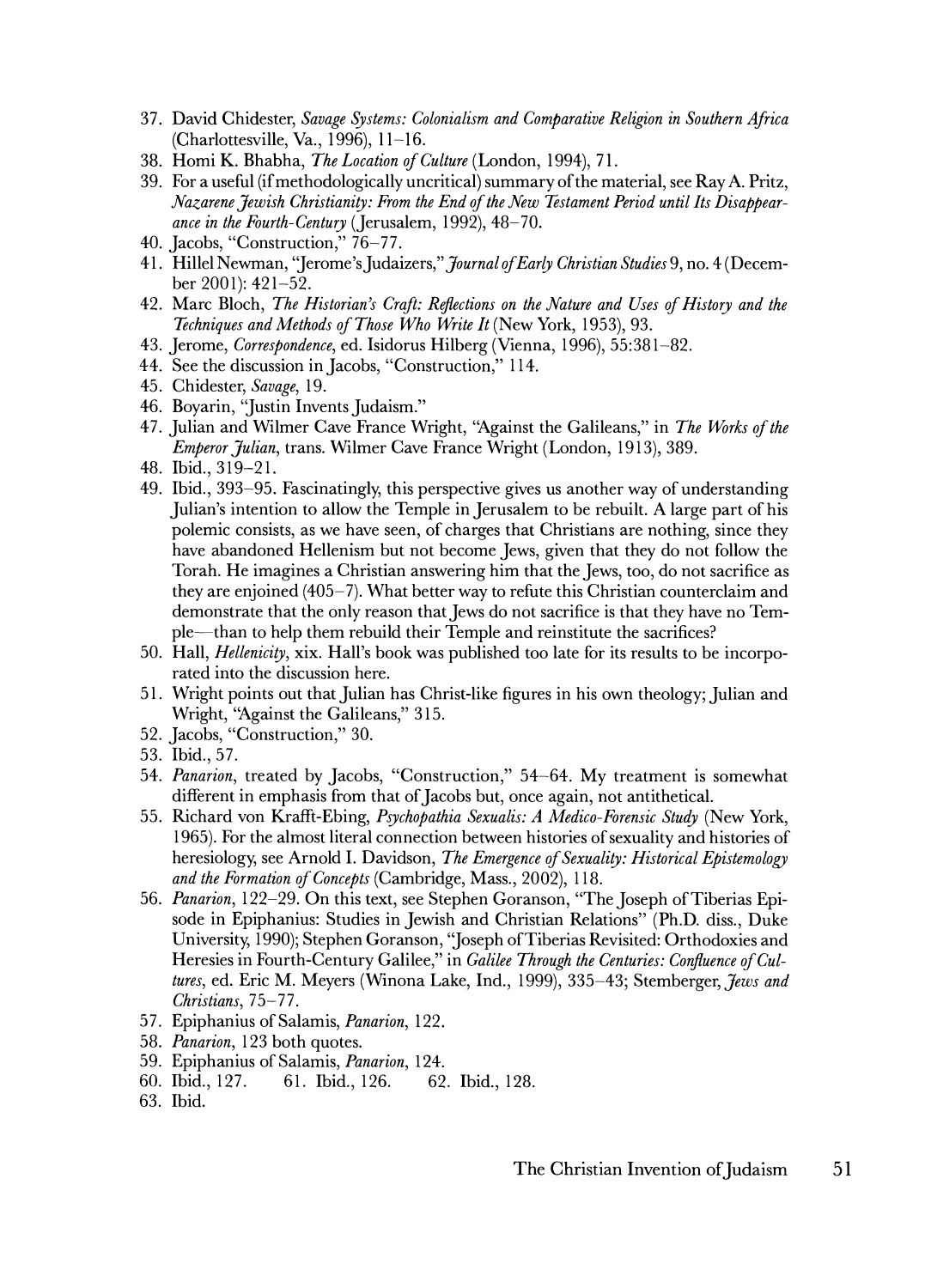37. David Chidester, *Savage Systems: Colonialism and Comparative Religion in Southern Africa* (Charlottesville, Va., 1996), 11–16.
38. Homi K. Bhabha, *The Location of Culture* (London, 1994), 71.
39. For a useful (if methodologically uncritical) summary of the material, see Ray A. Pritz, *Nazarene Jewish Christianity: From the End of the New Testament Period until Its Disappearance in the Fourth-Century* (Jerusalem, 1992), 48–70.
40. Jacobs, "Construction," 76–77.
41. Hillel Newman, "Jerome's Judaizers," *Journal of Early Christian Studies* 9, no. 4 (December 2001): 421–52.
42. Marc Bloch, *The Historian's Craft: Reflections on the Nature and Uses of History and the Techniques and Methods of Those Who Write It* (New York, 1953), 93.
43. Jerome, *Correspondence*, ed. Isidorus Hilberg (Vienna, 1996), 55:381–82.
44. See the discussion in Jacobs, "Construction," 114.
45. Chidester, *Savage*, 19.
46. Boyarin, "Justin Invents Judaism."
47. Julian and Wilmer Cave France Wright, "Against the Galileans," in *The Works of the Emperor Julian*, trans. Wilmer Cave France Wright (London, 1913), 389.
48. Ibid., 319–21.
49. Ibid., 393–95. Fascinatingly, this perspective gives us another way of understanding Julian's intention to allow the Temple in Jerusalem to be rebuilt. A large part of his polemic consists, as we have seen, of charges that Christians are nothing, since they have abandoned Hellenism but not become Jews, given that they do not follow the Torah. He imagines a Christian answering him that the Jews, too, do not sacrifice as they are enjoined (405–7). What better way to refute this Christian counterclaim and demonstrate that the only reason that Jews do not sacrifice is that they have no Temple—than to help them rebuild their Temple and reinstitute the sacrifices?
50. Hall, *Hellenicity*, xix. Hall's book was published too late for its results to be incorporated into the discussion here.
51. Wright points out that Julian has Christ-like figures in his own theology; Julian and Wright, "Against the Galileans," 315.
52. Jacobs, "Construction," 30.
53. Ibid., 57.
54. *Panarion*, treated by Jacobs, "Construction," 54–64. My treatment is somewhat different in emphasis from that of Jacobs but, once again, not antithetical.
55. Richard von Krafft-Ebing, *Psychopathia Sexualis: A Medico-Forensic Study* (New York, 1965). For the almost literal connection between histories of sexuality and histories of heresiology, see Arnold I. Davidson, *The Emergence of Sexuality: Historical Epistemology and the Formation of Concepts* (Cambridge, Mass., 2002), 118.
56. *Panarion*, 122–29. On this text, see Stephen Goranson, "The Joseph of Tiberias Episode in Epiphanius: Studies in Jewish and Christian Relations" (Ph.D. diss., Duke University, 1990); Stephen Goranson, "Joseph of Tiberias Revisited: Orthodoxies and Heresies in Fourth-Century Galilee," in *Galilee Through the Centuries: Confluence of Cultures*, ed. Eric M. Meyers (Winona Lake, Ind., 1999), 335–43; Stemberger, *Jews and Christians*, 75–77.
57. Epiphanius of Salamis, *Panarion*, 122.
58. *Panarion*, 123 both quotes.
59. Epiphanius of Salamis, *Panarion*, 124.
60. Ibid., 127.
61. Ibid., 126.
62. Ibid., 128.
63. Ibid.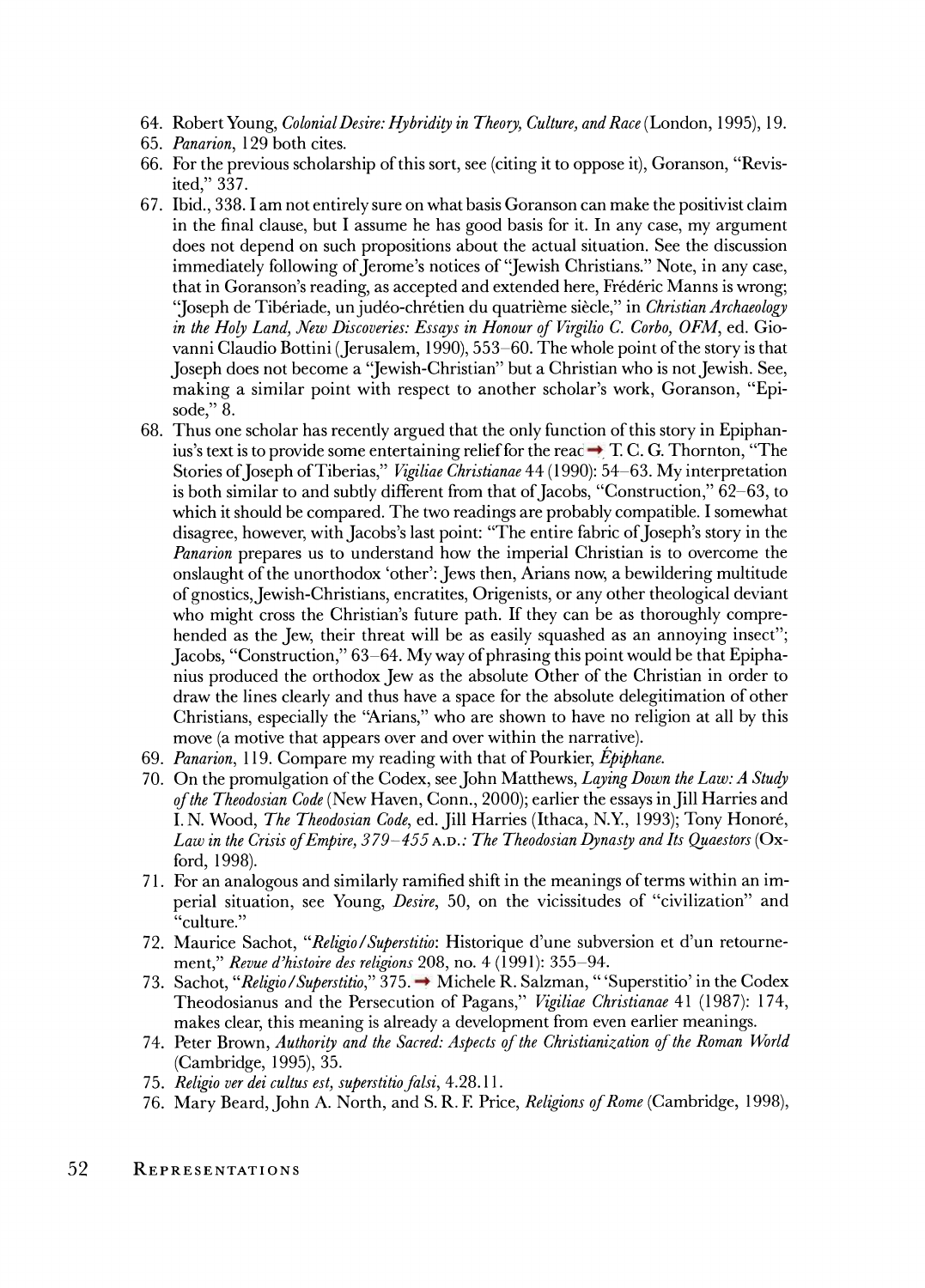64. Robert Young, *Colonial Desire: Hybridity in Theory, Culture, and Race* (London, 1995), 19.
65. *Panarion*, 129 both cites.
66. For the previous scholarship of this sort, see (citing it to oppose it), Goranson, "Revisited," 337.
67. Ibid., 338. I am not entirely sure on what basis Goranson can make the positivist claim in the final clause, but I assume he has good basis for it. In any case, my argument does not depend on such propositions about the actual situation. See the discussion immediately following of Jerome's notices of "Jewish Christians." Note, in any case, that in Goranson's reading, as accepted and extended here, Frédéric Manns is wrong; "Joseph de Tibériade, un judéo-chrétien du quatrième siècle," in *Christian Archaeology in the Holy Land, New Discoveries: Essays in Honour of Virgilio C. Corbo, OFM*, ed. Giovanni Claudio Bottini (Jerusalem, 1990), 553–60. The whole point of the story is that Joseph does not become a "Jewish-Christian" but a Christian who is not Jewish. See, making a similar point with respect to another scholar's work, Goranson, "Episode," 8.
68. Thus one scholar has recently argued that the only function of this story in Epiphanius's text is to provide some entertaining relief for the reac T. C. G. Thornton, "The Stories of Joseph of Tiberias," *Vigiliae Christianae* 44 (1990): 54–63. My interpretation is both similar to and subtly different from that of Jacobs, "Construction," 62–63, to which it should be compared. The two readings are probably compatible. I somewhat disagree, however, with Jacobs's last point: "The entire fabric of Joseph's story in the *Panarion* prepares us to understand how the imperial Christian is to overcome the onslaught of the unorthodox 'other': Jews then, Arians now, a bewildering multitude of gnostics, Jewish-Christians, encratites, Origenists, or any other theological deviant who might cross the Christian's future path. If they can be as thoroughly comprehended as the Jew, their threat will be as easily squashed as an annoying insect"; Jacobs, "Construction," 63–64. My way of phrasing this point would be that Epiphanius produced the orthodox Jew as the absolute Other of the Christian in order to draw the lines clearly and thus have a space for the absolute delegitimation of other Christians, especially the "Arians," who are shown to have no religion at all by this move (a motive that appears over and over within the narrative).
69. *Panarion*, 119. Compare my reading with that of Pourkier, *Épiphane*.
70. On the promulgation of the Codex, see John Matthews, *Laying Down the Law: A Study of the Theodosian Code* (New Haven, Conn., 2000); earlier the essays in Jill Harries and I. N. Wood, *The Theodosian Code*, ed. Jill Harries (Ithaca, N.Y., 1993); Tony Honoré, *Law in the Crisis of Empire, 379–455* A.D.*: The Theodosian Dynasty and Its Quaestors* (Oxford, 1998).
71. For an analogous and similarly ramified shift in the meanings of terms within an imperial situation, see Young, *Desire*, 50, on the vicissitudes of "civilization" and "culture."
72. Maurice Sachot, "*Religio/Superstitio*: Historique d'une subversion et d'un retournement," *Revue d'histoire des religions* 208, no. 4 (1991): 355–94.
73. Sachot, "*Religio/Superstitio*," 375. Michele R. Salzman, "'Superstitio' in the Codex Theodosianus and the Persecution of Pagans," *Vigiliae Christianae* 41 (1987): 174, makes clear, this meaning is already a development from even earlier meanings.
74. Peter Brown, *Authority and the Sacred: Aspects of the Christianization of the Roman World* (Cambridge, 1995), 35.
75. *Religio ver dei cultus est, superstitio falsi*, 4.28.11.
76. Mary Beard, John A. North, and S. R. F. Price, *Religions of Rome* (Cambridge, 1998),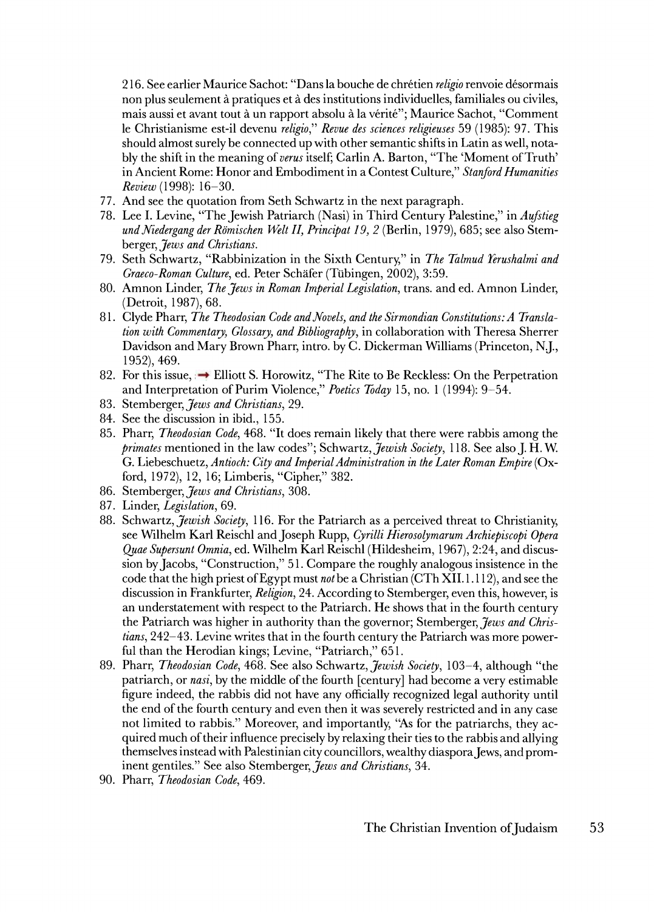216. See earlier Maurice Sachot: "Dans la bouche de chrétien *religio* renvoie désormais non plus seulement à pratiques et à des institutions individuelles, familiales ou civiles, mais aussi et avant tout à un rapport absolu à la vérité"; Maurice Sachot, "Comment le Christianisme est-il devenu *religio*," *Revue des sciences religieuses* 59 (1985): 97. This should almost surely be connected up with other semantic shifts in Latin as well, notably the shift in the meaning of *verus* itself; Carlin A. Barton, "The 'Moment of Truth' in Ancient Rome: Honor and Embodiment in a Contest Culture," *Stanford Humanities Review* (1998): 16–30.

77. And see the quotation from Seth Schwartz in the next paragraph.
78. Lee I. Levine, "The Jewish Patriarch (Nasi) in Third Century Palestine," in *Aufstieg und Niedergang der Römischen Welt II, Principat 19, 2* (Berlin, 1979), 685; see also Stemberger, *Jews and Christians*.
79. Seth Schwartz, "Rabbinization in the Sixth Century," in *The Talmud Yerushalmi and Graeco-Roman Culture*, ed. Peter Schäfer (Tübingen, 2002), 3:59.
80. Amnon Linder, *The Jews in Roman Imperial Legislation*, trans. and ed. Amnon Linder, (Detroit, 1987), 68.
81. Clyde Pharr, *The Theodosian Code and Novels, and the Sirmondian Constitutions: A Translation with Commentary, Glossary, and Bibliography*, in collaboration with Theresa Sherrer Davidson and Mary Brown Pharr, intro. by C. Dickerman Williams (Princeton, N.J., 1952), 469.
82. For this issue, → Elliott S. Horowitz, "The Rite to Be Reckless: On the Perpetration and Interpretation of Purim Violence," *Poetics Today* 15, no. 1 (1994): 9–54.
83. Stemberger, *Jews and Christians*, 29.
84. See the discussion in ibid., 155.
85. Pharr, *Theodosian Code*, 468. "It does remain likely that there were rabbis among the *primates* mentioned in the law codes"; Schwartz, *Jewish Society*, 118. See also J. H. W. G. Liebeschuetz, *Antioch: City and Imperial Administration in the Later Roman Empire* (Oxford, 1972), 12, 16; Limberis, "Cipher," 382.
86. Stemberger, *Jews and Christians*, 308.
87. Linder, *Legislation*, 69.
88. Schwartz, *Jewish Society*, 116. For the Patriarch as a perceived threat to Christianity, see Wilhelm Karl Reischl and Joseph Rupp, *Cyrilli Hierosolymarum Archiepiscopi Opera Quae Supersunt Omnia*, ed. Wilhelm Karl Reischl (Hildesheim, 1967), 2:24, and discussion by Jacobs, "Construction," 51. Compare the roughly analogous insistence in the code that the high priest of Egypt must *not* be a Christian (CTh XII.1.112), and see the discussion in Frankfurter, *Religion*, 24. According to Stemberger, even this, however, is an understatement with respect to the Patriarch. He shows that in the fourth century the Patriarch was higher in authority than the governor; Stemberger, *Jews and Christians*, 242–43. Levine writes that in the fourth century the Patriarch was more powerful than the Herodian kings; Levine, "Patriarch," 651.
89. Pharr, *Theodosian Code*, 468. See also Schwartz, *Jewish Society*, 103–4, although "the patriarch, or *nasi*, by the middle of the fourth [century] had become a very estimable figure indeed, the rabbis did not have any officially recognized legal authority until the end of the fourth century and even then it was severely restricted and in any case not limited to rabbis." Moreover, and importantly, "As for the patriarchs, they acquired much of their influence precisely by relaxing their ties to the rabbis and allying themselves instead with Palestinian city councillors, wealthy diaspora Jews, and prominent gentiles." See also Stemberger, *Jews and Christians*, 34.
90. Pharr, *Theodosian Code*, 469.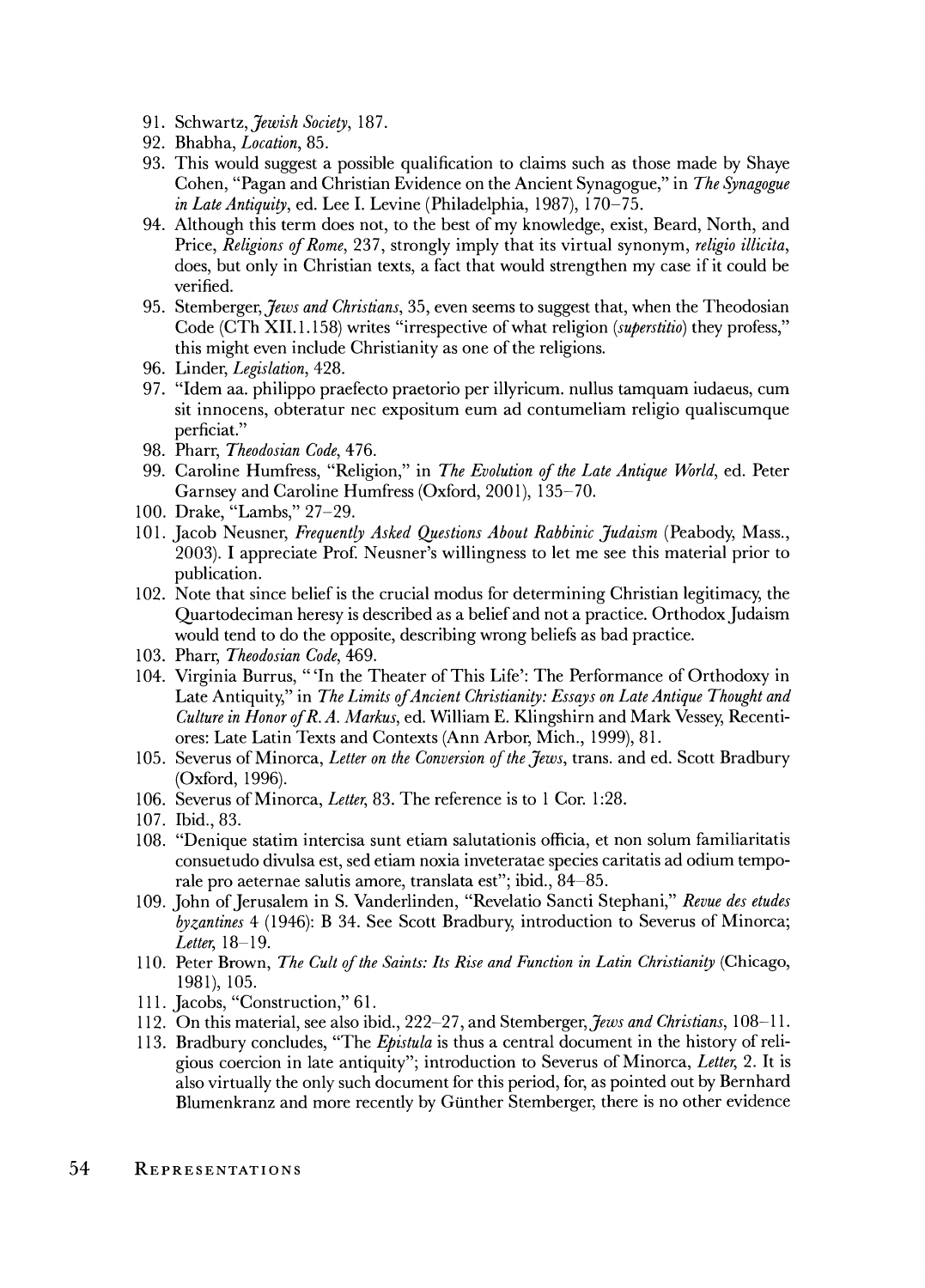91. Schwartz, *Jewish Society*, 187.
92. Bhabha, *Location*, 85.
93. This would suggest a possible qualification to claims such as those made by Shaye Cohen, "Pagan and Christian Evidence on the Ancient Synagogue," in *The Synagogue in Late Antiquity*, ed. Lee I. Levine (Philadelphia, 1987), 170–75.
94. Although this term does not, to the best of my knowledge, exist, Beard, North, and Price, *Religions of Rome*, 237, strongly imply that its virtual synonym, *religio illicita*, does, but only in Christian texts, a fact that would strengthen my case if it could be verified.
95. Stemberger, *Jews and Christians*, 35, even seems to suggest that, when the Theodosian Code (CTh XII.1.158) writes "irrespective of what religion (*superstitio*) they profess," this might even include Christianity as one of the religions.
96. Linder, *Legislation*, 428.
97. "Idem aa. philippo praefecto praetorio per illyricum. nullus tamquam iudaeus, cum sit innocens, obteratur nec expositum eum ad contumeliam religio qualiscumque perficiat."
98. Pharr, *Theodosian Code*, 476.
99. Caroline Humfress, "Religion," in *The Evolution of the Late Antique World*, ed. Peter Garnsey and Caroline Humfress (Oxford, 2001), 135–70.
100. Drake, "Lambs," 27–29.
101. Jacob Neusner, *Frequently Asked Questions About Rabbinic Judaism* (Peabody, Mass., 2003). I appreciate Prof. Neusner's willingness to let me see this material prior to publication.
102. Note that since belief is the crucial modus for determining Christian legitimacy, the Quartodeciman heresy is described as a belief and not a practice. Orthodox Judaism would tend to do the opposite, describing wrong beliefs as bad practice.
103. Pharr, *Theodosian Code*, 469.
104. Virginia Burrus, "'In the Theater of This Life': The Performance of Orthodoxy in Late Antiquity," in *The Limits of Ancient Christianity: Essays on Late Antique Thought and Culture in Honor of R. A. Markus*, ed. William E. Klingshirn and Mark Vessey, Recentiores: Late Latin Texts and Contexts (Ann Arbor, Mich., 1999), 81.
105. Severus of Minorca, *Letter on the Conversion of the Jews*, trans. and ed. Scott Bradbury (Oxford, 1996).
106. Severus of Minorca, *Letter*, 83. The reference is to 1 Cor. 1:28.
107. Ibid., 83.
108. "Denique statim intercisa sunt etiam salutationis officia, et non solum familiaritatis consuetudo divulsa est, sed etiam noxia inveteratae species caritatis ad odium temporale pro aeternae salutis amore, translata est"; ibid., 84–85.
109. John of Jerusalem in S. Vanderlinden, "Revelatio Sancti Stephani," *Revue des etudes byzantines* 4 (1946): B 34. See Scott Bradbury, introduction to Severus of Minorca; *Letter*, 18–19.
110. Peter Brown, *The Cult of the Saints: Its Rise and Function in Latin Christianity* (Chicago, 1981), 105.
111. Jacobs, "Construction," 61.
112. On this material, see also ibid., 222–27, and Stemberger, *Jews and Christians*, 108–11.
113. Bradbury concludes, "The *Epistula* is thus a central document in the history of religious coercion in late antiquity"; introduction to Severus of Minorca, *Letter*, 2. It is also virtually the only such document for this period, for, as pointed out by Bernhard Blumenkranz and more recently by Günther Stemberger, there is no other evidence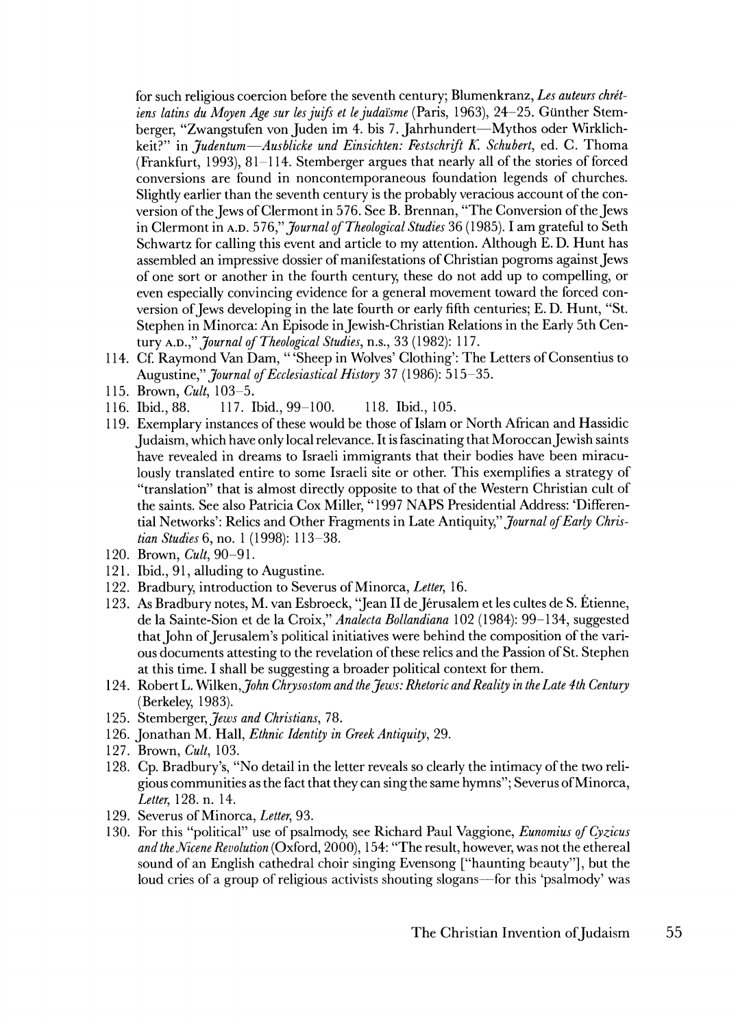for such religious coercion before the seventh century; Blumenkranz, *Les auteurs chrétiens latins du Moyen Age sur les juifs et le judaïsme* (Paris, 1963), 24–25. Günther Stemberger, "Zwangstufen von Juden im 4. bis 7. Jahrhundert—Mythos oder Wirklichkeit?" in *Judentum—Ausblicke und Einsichten: Festschrift K. Schubert*, ed. C. Thoma (Frankfurt, 1993), 81–114. Stemberger argues that nearly all of the stories of forced conversions are found in noncontemporaneous foundation legends of churches. Slightly earlier than the seventh century is the probably veracious account of the conversion of the Jews of Clermont in 576. See B. Brennan, "The Conversion of the Jews in Clermont in A.D. 576," *Journal of Theological Studies* 36 (1985). I am grateful to Seth Schwartz for calling this event and article to my attention. Although E. D. Hunt has assembled an impressive dossier of manifestations of Christian pogroms against Jews of one sort or another in the fourth century, these do not add up to compelling, or even especially convincing evidence for a general movement toward the forced conversion of Jews developing in the late fourth or early fifth centuries; E. D. Hunt, "St. Stephen in Minorca: An Episode in Jewish-Christian Relations in the Early 5th Century A.D.," *Journal of Theological Studies*, n.s., 33 (1982): 117.

114. Cf. Raymond Van Dam, "'Sheep in Wolves' Clothing': The Letters of Consentius to Augustine," *Journal of Ecclesiastical History* 37 (1986): 515–35.
115. Brown, *Cult*, 103–5.
116. Ibid., 88.
117. Ibid., 99–100.
118. Ibid., 105.
119. Exemplary instances of these would be those of Islam or North African and Hassidic Judaism, which have only local relevance. It is fascinating that Moroccan Jewish saints have revealed in dreams to Israeli immigrants that their bodies have been miraculously translated entire to some Israeli site or other. This exemplifies a strategy of "translation" that is almost directly opposite to that of the Western Christian cult of the saints. See also Patricia Cox Miller, "1997 NAPS Presidential Address: 'Differential Networks': Relics and Other Fragments in Late Antiquity," *Journal of Early Christian Studies* 6, no. 1 (1998): 113–38.
120. Brown, *Cult*, 90–91.
121. Ibid., 91, alluding to Augustine.
122. Bradbury, introduction to Severus of Minorca, *Letter*, 16.
123. As Bradbury notes, M. van Esbroeck, "Jean II de Jérusalem et les cultes de S. Étienne, de la Sainte-Sion et de la Croix," *Analecta Bollandiana* 102 (1984): 99–134, suggested that John of Jerusalem's political initiatives were behind the composition of the various documents attesting to the revelation of these relics and the Passion of St. Stephen at this time. I shall be suggesting a broader political context for them.
124. Robert L. Wilken, *John Chrysostom and the Jews: Rhetoric and Reality in the Late 4th Century* (Berkeley, 1983).
125. Stemberger, *Jews and Christians*, 78.
126. Jonathan M. Hall, *Ethnic Identity in Greek Antiquity*, 29.
127. Brown, *Cult*, 103.
128. Cp. Bradbury's, "No detail in the letter reveals so clearly the intimacy of the two religious communities as the fact that they can sing the same hymns"; Severus of Minorca, *Letter*, 128. n. 14.
129. Severus of Minorca, *Letter*, 93.
130. For this "political" use of psalmody, see Richard Paul Vaggione, *Eunomius of Cyzicus and the Nicene Revolution* (Oxford, 2000), 154: "The result, however, was not the ethereal sound of an English cathedral choir singing Evensong ["haunting beauty"], but the loud cries of a group of religious activists shouting slogans—for this 'psalmody' was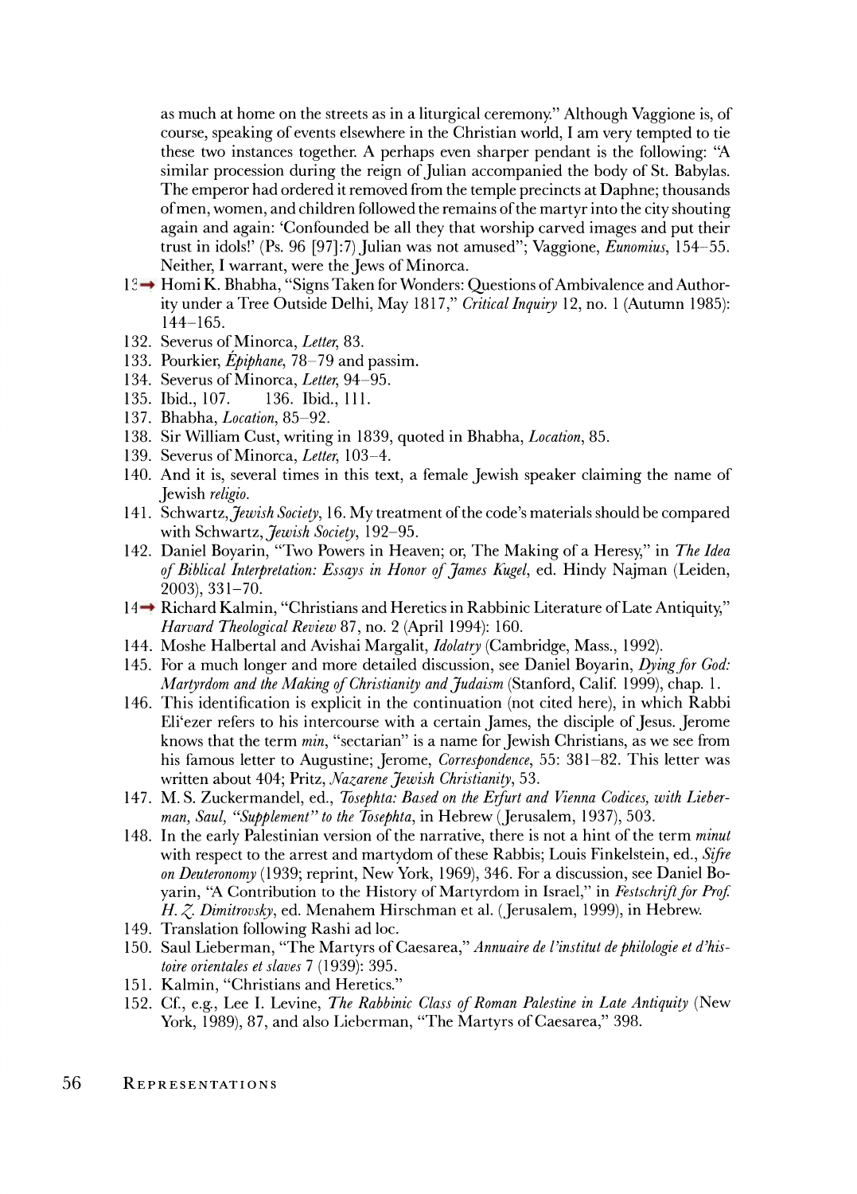as much at home on the streets as in a liturgical ceremony." Although Vaggione is, of course, speaking of events elsewhere in the Christian world, I am very tempted to tie these two instances together. A perhaps even sharper pendant is the following: "A similar procession during the reign of Julian accompanied the body of St. Babylas. The emperor had ordered it removed from the temple precincts at Daphne; thousands of men, women, and children followed the remains of the martyr into the city shouting again and again: 'Confounded be all they that worship carved images and put their trust in idols!' (Ps. 96 [97]:7) Julian was not amused"; Vaggione, *Eunomius*, 154–55. Neither, I warrant, were the Jews of Minorca.

131. Homi K. Bhabha, "Signs Taken for Wonders: Questions of Ambivalence and Authority under a Tree Outside Delhi, May 1817," *Critical Inquiry* 12, no. 1 (Autumn 1985): 144–165.
132. Severus of Minorca, *Letter*, 83.
133. Pourkier, *Épiphane*, 78–79 and passim.
134. Severus of Minorca, *Letter*, 94–95.
135. Ibid., 107.
136. Ibid., 111.
137. Bhabha, *Location*, 85–92.
138. Sir William Cust, writing in 1839, quoted in Bhabha, *Location*, 85.
139. Severus of Minorca, *Letter*, 103–4.
140. And it is, several times in this text, a female Jewish speaker claiming the name of Jewish *religio*.
141. Schwartz, *Jewish Society*, 16. My treatment of the code's materials should be compared with Schwartz, *Jewish Society*, 192–95.
142. Daniel Boyarin, "Two Powers in Heaven; or, The Making of a Heresy," in *The Idea of Biblical Interpretation: Essays in Honor of James Kugel*, ed. Hindy Najman (Leiden, 2003), 331–70.
143. Richard Kalmin, "Christians and Heretics in Rabbinic Literature of Late Antiquity," *Harvard Theological Review* 87, no. 2 (April 1994): 160.
144. Moshe Halbertal and Avishai Margalit, *Idolatry* (Cambridge, Mass., 1992).
145. For a much longer and more detailed discussion, see Daniel Boyarin, *Dying for God: Martyrdom and the Making of Christianity and Judaism* (Stanford, Calif. 1999), chap. 1.
146. This identification is explicit in the continuation (not cited here), in which Rabbi Eli'ezer refers to his intercourse with a certain James, the disciple of Jesus. Jerome knows that the term *min*, "sectarian" is a name for Jewish Christians, as we see from his famous letter to Augustine; Jerome, *Correspondence*, 55: 381–82. This letter was written about 404; Pritz, *Nazarene Jewish Christianity*, 53.
147. M. S. Zuckermandel, ed., *Tosephta: Based on the Erfurt and Vienna Codices, with Lieberman, Saul, "Supplement" to the Tosephta*, in Hebrew (Jerusalem, 1937), 503.
148. In the early Palestinian version of the narrative, there is not a hint of the term *minut* with respect to the arrest and martyrdom of these Rabbis; Louis Finkelstein, ed., *Sifre on Deuteronomy* (1939; reprint, New York, 1969), 346. For a discussion, see Daniel Boyarin, "A Contribution to the History of Martyrdom in Israel," in *Festschrift for Prof. H. Z. Dimitrovsky*, ed. Menahem Hirschman et al. (Jerusalem, 1999), in Hebrew.
149. Translation following Rashi ad loc.
150. Saul Lieberman, "The Martyrs of Caesarea," *Annuaire de l'institut de philologie et d'histoire orientales et slaves* 7 (1939): 395.
151. Kalmin, "Christians and Heretics."
152. Cf., e.g., Lee I. Levine, *The Rabbinic Class of Roman Palestine in Late Antiquity* (New York, 1989), 87, and also Lieberman, "The Martyrs of Caesarea," 398.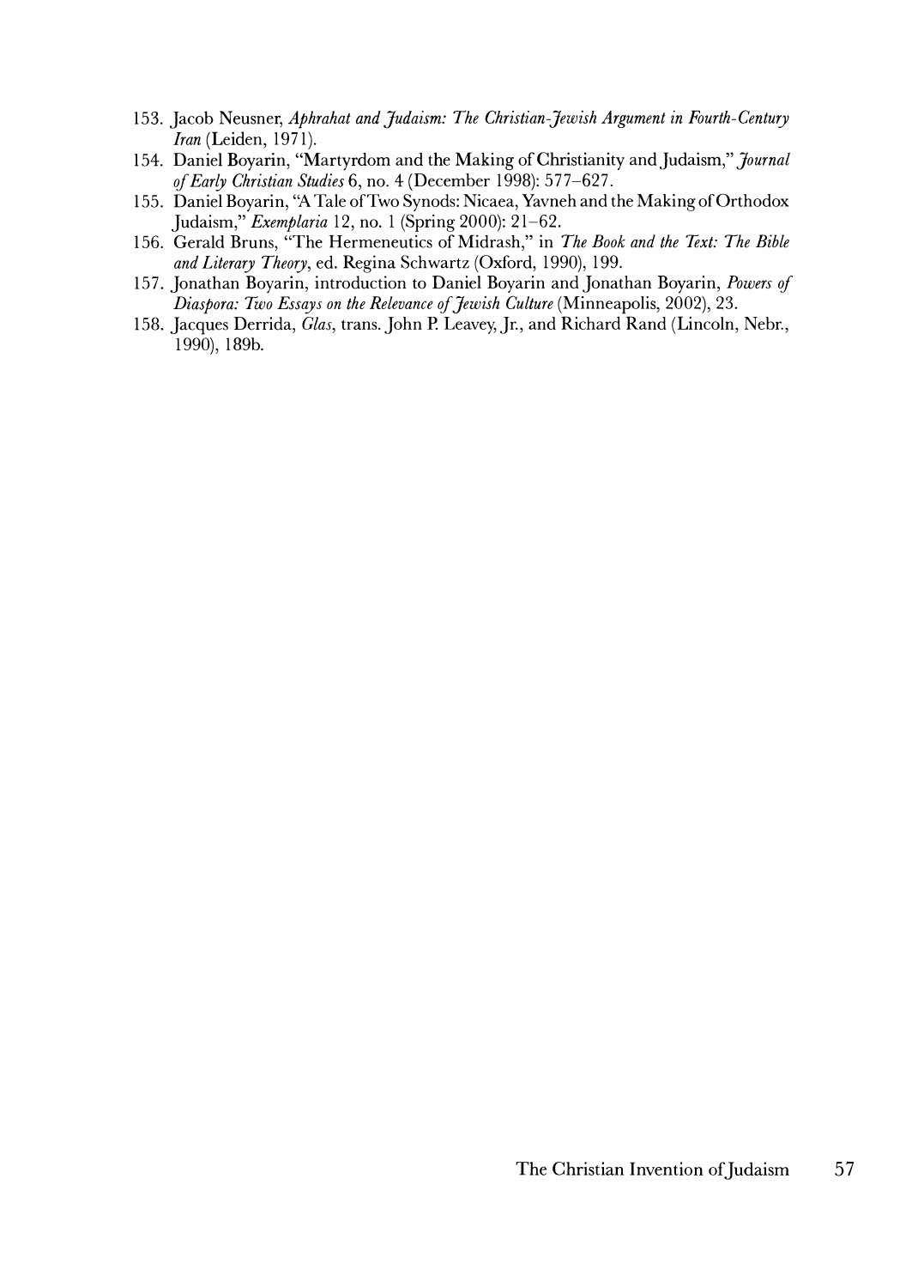153. Jacob Neusner, *Aphrahat and Judaism: The Christian-Jewish Argument in Fourth-Century Iran* (Leiden, 1971).
154. Daniel Boyarin, "Martyrdom and the Making of Christianity and Judaism," *Journal of Early Christian Studies* 6, no. 4 (December 1998): 577–627.
155. Daniel Boyarin, "A Tale of Two Synods: Nicaea, Yavneh and the Making of Orthodox Judaism," *Exemplaria* 12, no. 1 (Spring 2000): 21–62.
156. Gerald Bruns, "The Hermeneutics of Midrash," in *The Book and the Text: The Bible and Literary Theory*, ed. Regina Schwartz (Oxford, 1990), 199.
157. Jonathan Boyarin, introduction to Daniel Boyarin and Jonathan Boyarin, *Powers of Diaspora: Two Essays on the Relevance of Jewish Culture* (Minneapolis, 2002), 23.
158. Jacques Derrida, *Glas*, trans. John P. Leavey, Jr., and Richard Rand (Lincoln, Nebr., 1990), 189b.